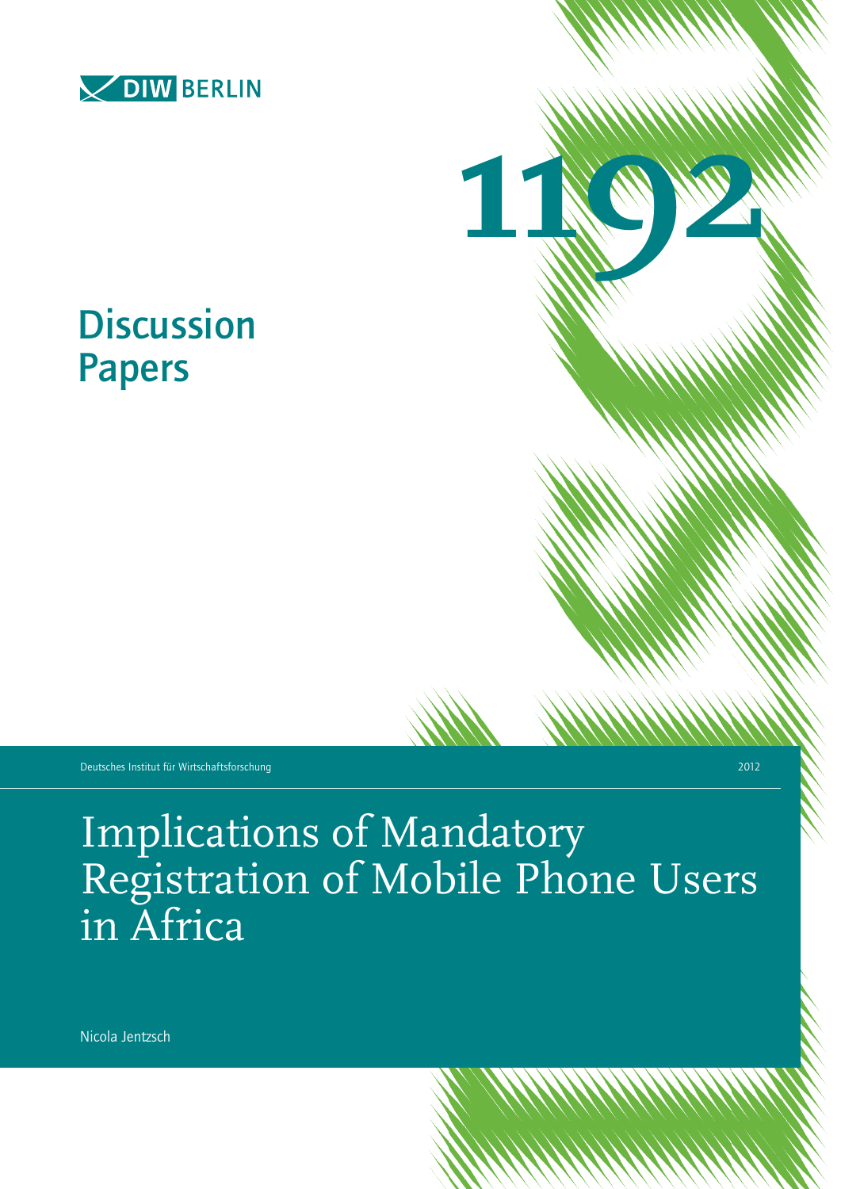DIW BERLIN

# 1192

## Discussion Papers

Deutsches Institut für Wirtschaftsforschung

2012

# Implications of Mandatory Registration of Mobile Phone Users in Africa

Nicola Jentzsch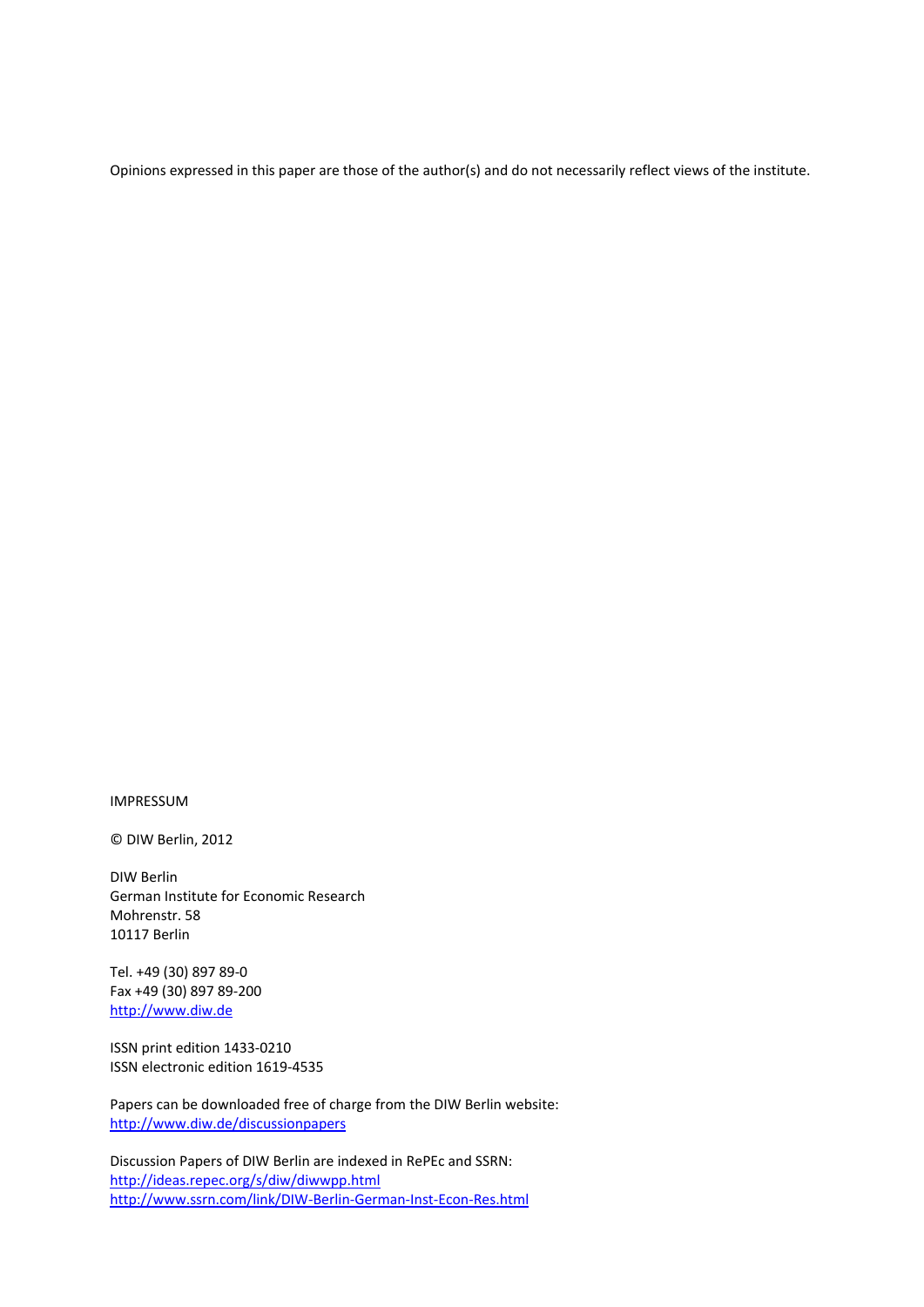Opinions expressed in this paper are those of the author(s) and do not necessarily reflect views of the institute.

IMPRESSUM

© DIW Berlin, 2012

DIW Berlin
German Institute for Economic Research
Mohrenstr. 58
10117 Berlin

Tel. +49 (30) 897 89-0
Fax +49 (30) 897 89-200
http://www.diw.de

ISSN print edition 1433-0210
ISSN electronic edition 1619-4535

Papers can be downloaded free of charge from the DIW Berlin website:
http://www.diw.de/discussionpapers

Discussion Papers of DIW Berlin are indexed in RePEc and SSRN:
http://ideas.repec.org/s/diw/diwwpp.html
http://www.ssrn.com/link/DIW-Berlin-German-Inst-Econ-Res.html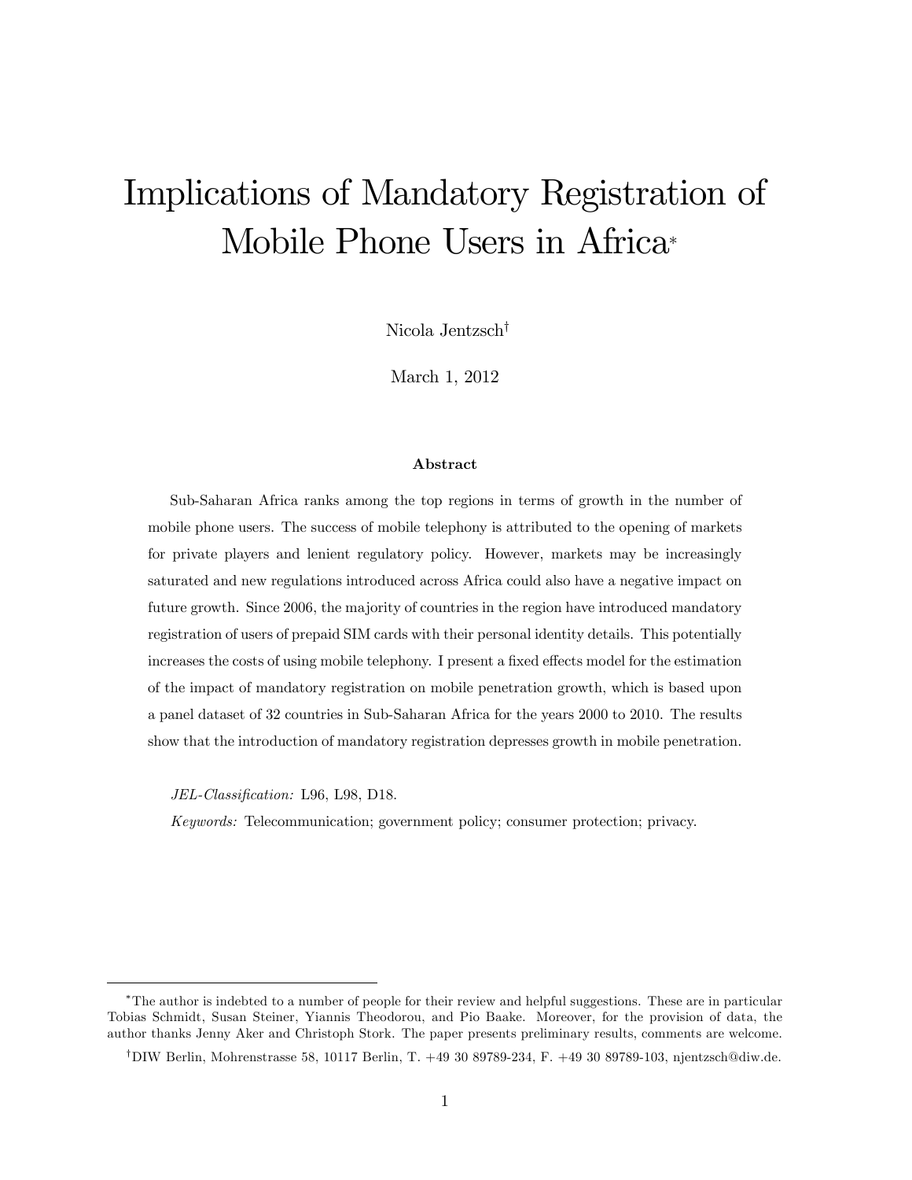#  Implications of Mandatory Registration of Mobile Phone Users in Africa*

Nicola Jentzsch[†]

March 1, 2012

**Abstract**

Sub-Saharan Africa ranks among the top regions in terms of growth in the number of mobile phone users. The success of mobile telephony is attributed to the opening of markets for private players and lenient regulatory policy. However, markets may be increasingly saturated and new regulations introduced across Africa could also have a negative impact on future growth. Since 2006, the majority of countries in the region have introduced mandatory registration of users of prepaid SIM cards with their personal identity details. This potentially increases the costs of using mobile telephony. I present a fixed effects model for the estimation of the impact of mandatory registration on mobile penetration growth, which is based upon a panel dataset of 32 countries in Sub-Saharan Africa for the years 2000 to 2010. The results show that the introduction of mandatory registration depresses growth in mobile penetration.

*JEL-Classification:* L96, L98, D18.

*Keywords:* Telecommunication; government policy; consumer protection; privacy.

---

*The author is indebted to a number of people for their review and helpful suggestions. These are in particular Tobias Schmidt, Susan Steiner, Yiannis Theodorou, and Pio Baake. Moreover, for the provision of data, the author thanks Jenny Aker and Christoph Stork. The paper presents preliminary results, comments are welcome.

[†]DIW Berlin, Mohrenstrasse 58, 10117 Berlin, T. +49 30 89789-234, F. +49 30 89789-103, njentzsch@diw.de.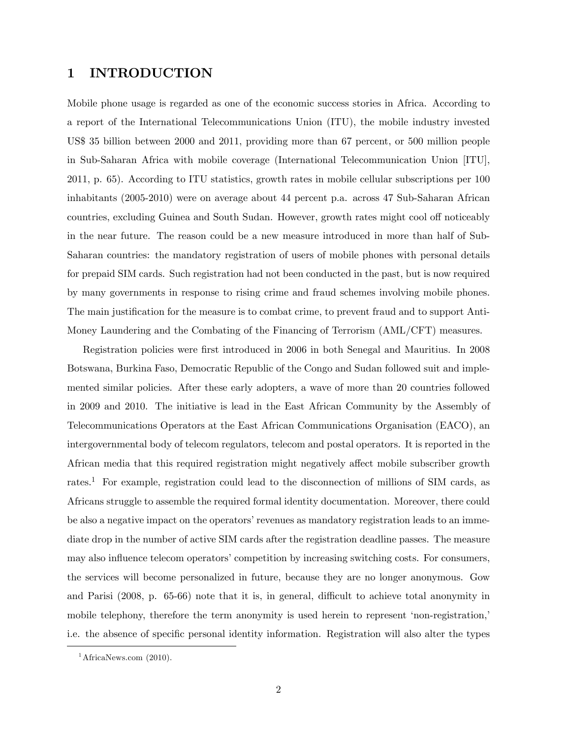# 1 INTRODUCTION

Mobile phone usage is regarded as one of the economic success stories in Africa. According to a report of the International Telecommunications Union (ITU), the mobile industry invested US$ 35 billion between 2000 and 2011, providing more than 67 percent, or 500 million people in Sub-Saharan Africa with mobile coverage (International Telecommunication Union [ITU], 2011, p. 65). According to ITU statistics, growth rates in mobile cellular subscriptions per 100 inhabitants (2005-2010) were on average about 44 percent p.a. across 47 Sub-Saharan African countries, excluding Guinea and South Sudan. However, growth rates might cool off noticeably in the near future. The reason could be a new measure introduced in more than half of Sub-Saharan countries: the mandatory registration of users of mobile phones with personal details for prepaid SIM cards. Such registration had not been conducted in the past, but is now required by many governments in response to rising crime and fraud schemes involving mobile phones. The main justification for the measure is to combat crime, to prevent fraud and to support Anti-Money Laundering and the Combating of the Financing of Terrorism (AML/CFT) measures.

Registration policies were first introduced in 2006 in both Senegal and Mauritius. In 2008 Botswana, Burkina Faso, Democratic Republic of the Congo and Sudan followed suit and implemented similar policies. After these early adopters, a wave of more than 20 countries followed in 2009 and 2010. The initiative is lead in the East African Community by the Assembly of Telecommunications Operators at the East African Communications Organisation (EACO), an intergovernmental body of telecom regulators, telecom and postal operators. It is reported in the African media that this required registration might negatively affect mobile subscriber growth rates.[1] For example, registration could lead to the disconnection of millions of SIM cards, as Africans struggle to assemble the required formal identity documentation. Moreover, there could be also a negative impact on the operators' revenues as mandatory registration leads to an immediate drop in the number of active SIM cards after the registration deadline passes. The measure may also influence telecom operators' competition by increasing switching costs. For consumers, the services will become personalized in future, because they are no longer anonymous. Gow and Parisi (2008, p. 65-66) note that it is, in general, difficult to achieve total anonymity in mobile telephony, therefore the term anonymity is used herein to represent 'non-registration,' i.e. the absence of specific personal identity information. Registration will also alter the types

[1] AfricaNews.com (2010).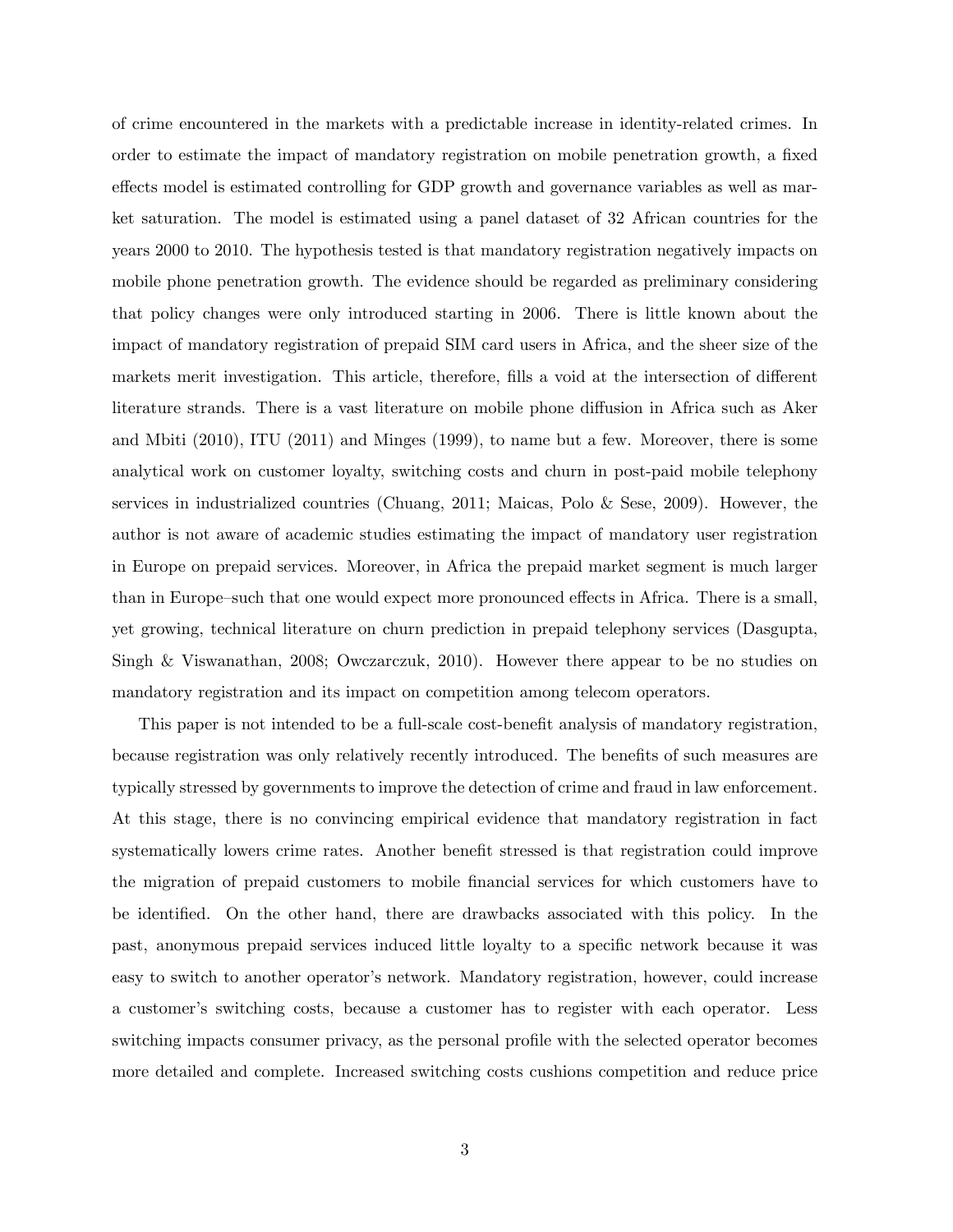of crime encountered in the markets with a predictable increase in identity-related crimes. In order to estimate the impact of mandatory registration on mobile penetration growth, a fixed effects model is estimated controlling for GDP growth and governance variables as well as market saturation. The model is estimated using a panel dataset of 32 African countries for the years 2000 to 2010. The hypothesis tested is that mandatory registration negatively impacts on mobile phone penetration growth. The evidence should be regarded as preliminary considering that policy changes were only introduced starting in 2006. There is little known about the impact of mandatory registration of prepaid SIM card users in Africa, and the sheer size of the markets merit investigation. This article, therefore, fills a void at the intersection of different literature strands. There is a vast literature on mobile phone diffusion in Africa such as Aker and Mbiti (2010), ITU (2011) and Minges (1999), to name but a few. Moreover, there is some analytical work on customer loyalty, switching costs and churn in post-paid mobile telephony services in industrialized countries (Chuang, 2011; Maicas, Polo & Sese, 2009). However, the author is not aware of academic studies estimating the impact of mandatory user registration in Europe on prepaid services. Moreover, in Africa the prepaid market segment is much larger than in Europe–such that one would expect more pronounced effects in Africa. There is a small, yet growing, technical literature on churn prediction in prepaid telephony services (Dasgupta, Singh & Viswanathan, 2008; Owczarczuk, 2010). However there appear to be no studies on mandatory registration and its impact on competition among telecom operators.

This paper is not intended to be a full-scale cost-benefit analysis of mandatory registration, because registration was only relatively recently introduced. The benefits of such measures are typically stressed by governments to improve the detection of crime and fraud in law enforcement. At this stage, there is no convincing empirical evidence that mandatory registration in fact systematically lowers crime rates. Another benefit stressed is that registration could improve the migration of prepaid customers to mobile financial services for which customers have to be identified. On the other hand, there are drawbacks associated with this policy. In the past, anonymous prepaid services induced little loyalty to a specific network because it was easy to switch to another operator's network. Mandatory registration, however, could increase a customer's switching costs, because a customer has to register with each operator. Less switching impacts consumer privacy, as the personal profile with the selected operator becomes more detailed and complete. Increased switching costs cushions competition and reduce price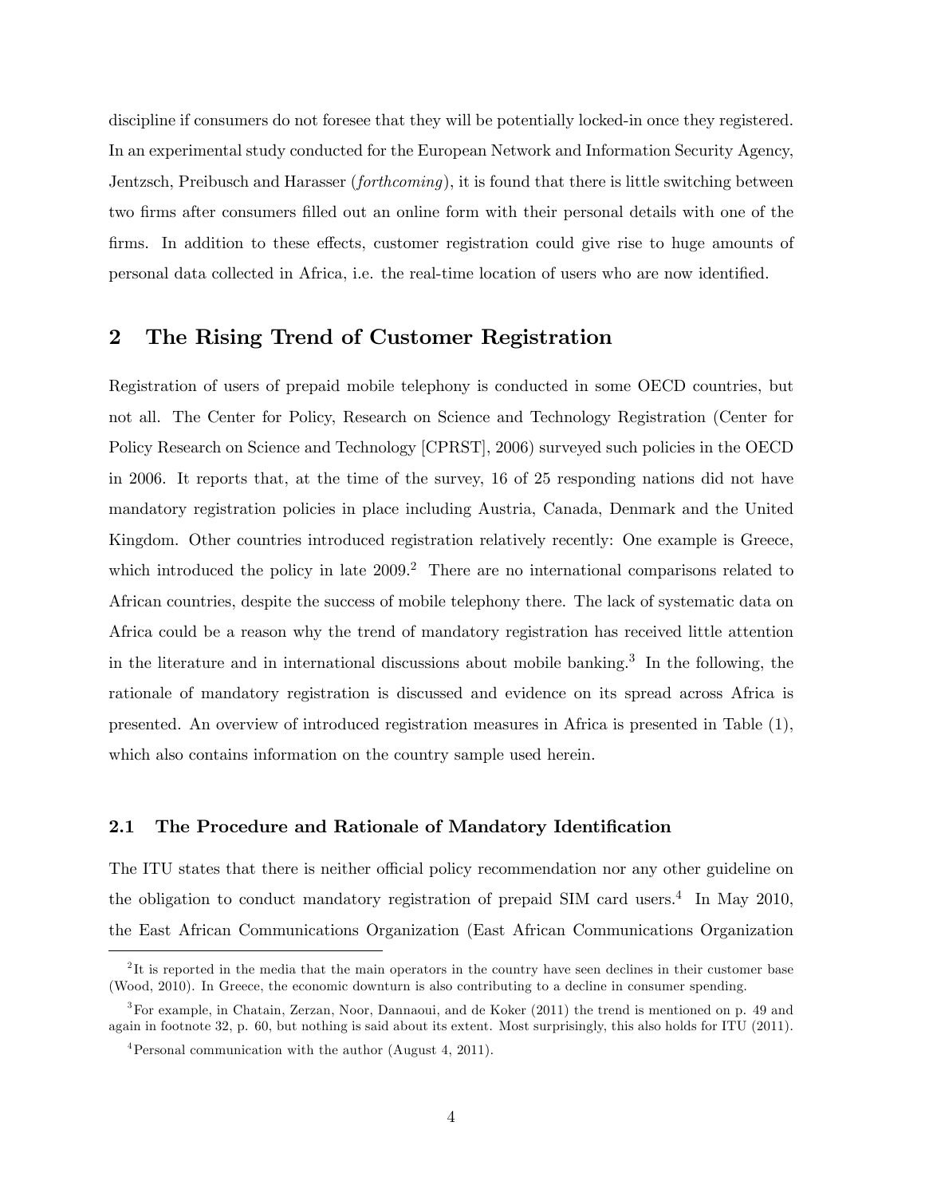discipline if consumers do not foresee that they will be potentially locked-in once they registered. In an experimental study conducted for the European Network and Information Security Agency, Jentzsch, Preibusch and Harasser (*forthcoming*), it is found that there is little switching between two firms after consumers filled out an online form with their personal details with one of the firms. In addition to these effects, customer registration could give rise to huge amounts of personal data collected in Africa, i.e. the real-time location of users who are now identified.

## 2 The Rising Trend of Customer Registration

Registration of users of prepaid mobile telephony is conducted in some OECD countries, but not all. The Center for Policy, Research on Science and Technology Registration (Center for Policy Research on Science and Technology [CPRST], 2006) surveyed such policies in the OECD in 2006. It reports that, at the time of the survey, 16 of 25 responding nations did not have mandatory registration policies in place including Austria, Canada, Denmark and the United Kingdom. Other countries introduced registration relatively recently: One example is Greece, which introduced the policy in late 2009.[2] There are no international comparisons related to African countries, despite the success of mobile telephony there. The lack of systematic data on Africa could be a reason why the trend of mandatory registration has received little attention in the literature and in international discussions about mobile banking.[3] In the following, the rationale of mandatory registration is discussed and evidence on its spread across Africa is presented. An overview of introduced registration measures in Africa is presented in Table (1), which also contains information on the country sample used herein.

### 2.1 The Procedure and Rationale of Mandatory Identification

The ITU states that there is neither official policy recommendation nor any other guideline on the obligation to conduct mandatory registration of prepaid SIM card users.[4] In May 2010, the East African Communications Organization (East African Communications Organization

[2] It is reported in the media that the main operators in the country have seen declines in their customer base (Wood, 2010). In Greece, the economic downturn is also contributing to a decline in consumer spending.

[3] For example, in Chatain, Zerzan, Noor, Dannaoui, and de Koker (2011) the trend is mentioned on p. 49 and again in footnote 32, p. 60, but nothing is said about its extent. Most surprisingly, this also holds for ITU (2011).

[4] Personal communication with the author (August 4, 2011).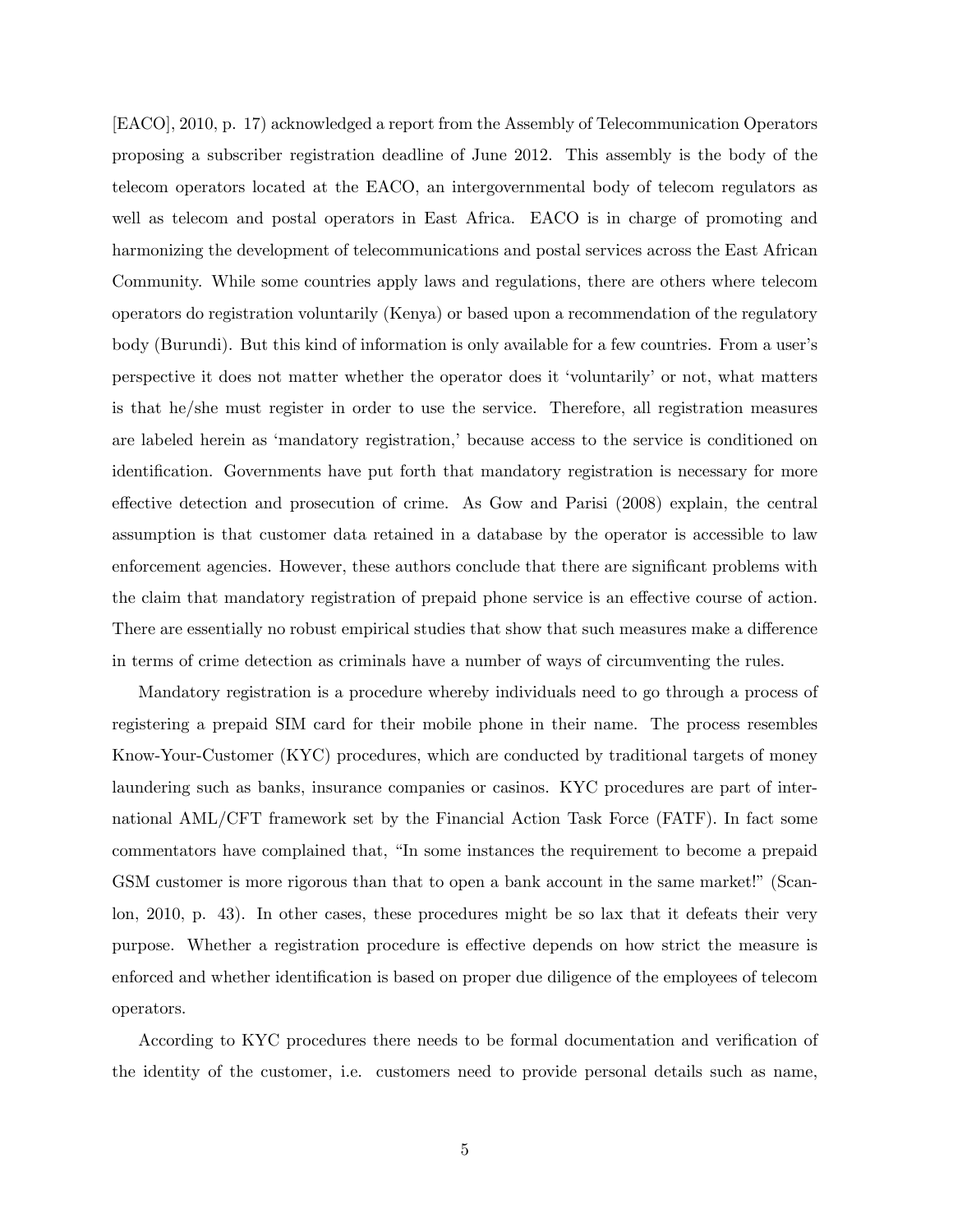[EACO], 2010, p. 17) acknowledged a report from the Assembly of Telecommunication Operators proposing a subscriber registration deadline of June 2012. This assembly is the body of the telecom operators located at the EACO, an intergovernmental body of telecom regulators as well as telecom and postal operators in East Africa. EACO is in charge of promoting and harmonizing the development of telecommunications and postal services across the East African Community. While some countries apply laws and regulations, there are others where telecom operators do registration voluntarily (Kenya) or based upon a recommendation of the regulatory body (Burundi). But this kind of information is only available for a few countries. From a user's perspective it does not matter whether the operator does it 'voluntarily' or not, what matters is that he/she must register in order to use the service. Therefore, all registration measures are labeled herein as 'mandatory registration,' because access to the service is conditioned on identification. Governments have put forth that mandatory registration is necessary for more effective detection and prosecution of crime. As Gow and Parisi (2008) explain, the central assumption is that customer data retained in a database by the operator is accessible to law enforcement agencies. However, these authors conclude that there are significant problems with the claim that mandatory registration of prepaid phone service is an effective course of action. There are essentially no robust empirical studies that show that such measures make a difference in terms of crime detection as criminals have a number of ways of circumventing the rules.

Mandatory registration is a procedure whereby individuals need to go through a process of registering a prepaid SIM card for their mobile phone in their name. The process resembles Know-Your-Customer (KYC) procedures, which are conducted by traditional targets of money laundering such as banks, insurance companies or casinos. KYC procedures are part of international AML/CFT framework set by the Financial Action Task Force (FATF). In fact some commentators have complained that, "In some instances the requirement to become a prepaid GSM customer is more rigorous than that to open a bank account in the same market!" (Scanlon, 2010, p. 43). In other cases, these procedures might be so lax that it defeats their very purpose. Whether a registration procedure is effective depends on how strict the measure is enforced and whether identification is based on proper due diligence of the employees of telecom operators.

According to KYC procedures there needs to be formal documentation and verification of the identity of the customer, i.e. customers need to provide personal details such as name,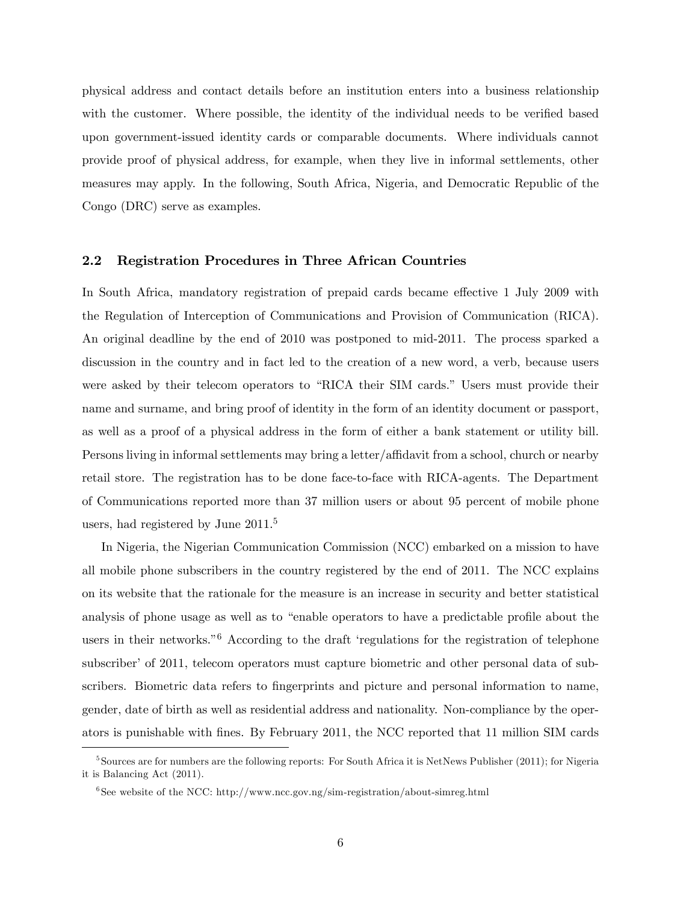physical address and contact details before an institution enters into a business relationship with the customer. Where possible, the identity of the individual needs to be verified based upon government-issued identity cards or comparable documents. Where individuals cannot provide proof of physical address, for example, when they live in informal settlements, other measures may apply. In the following, South Africa, Nigeria, and Democratic Republic of the Congo (DRC) serve as examples.

## 2.2 Registration Procedures in Three African Countries

In South Africa, mandatory registration of prepaid cards became effective 1 July 2009 with the Regulation of Interception of Communications and Provision of Communication (RICA). An original deadline by the end of 2010 was postponed to mid-2011. The process sparked a discussion in the country and in fact led to the creation of a new word, a verb, because users were asked by their telecom operators to "RICA their SIM cards." Users must provide their name and surname, and bring proof of identity in the form of an identity document or passport, as well as a proof of a physical address in the form of either a bank statement or utility bill. Persons living in informal settlements may bring a letter/affidavit from a school, church or nearby retail store. The registration has to be done face-to-face with RICA-agents. The Department of Communications reported more than 37 million users or about 95 percent of mobile phone users, had registered by June 2011.[5]

In Nigeria, the Nigerian Communication Commission (NCC) embarked on a mission to have all mobile phone subscribers in the country registered by the end of 2011. The NCC explains on its website that the rationale for the measure is an increase in security and better statistical analysis of phone usage as well as to "enable operators to have a predictable profile about the users in their networks."[6] According to the draft 'regulations for the registration of telephone subscriber' of 2011, telecom operators must capture biometric and other personal data of subscribers. Biometric data refers to fingerprints and picture and personal information to name, gender, date of birth as well as residential address and nationality. Non-compliance by the operators is punishable with fines. By February 2011, the NCC reported that 11 million SIM cards

[5] Sources are for numbers are the following reports: For South Africa it is NetNews Publisher (2011); for Nigeria it is Balancing Act (2011).

[6] See website of the NCC: http://www.ncc.gov.ng/sim-registration/about-simreg.html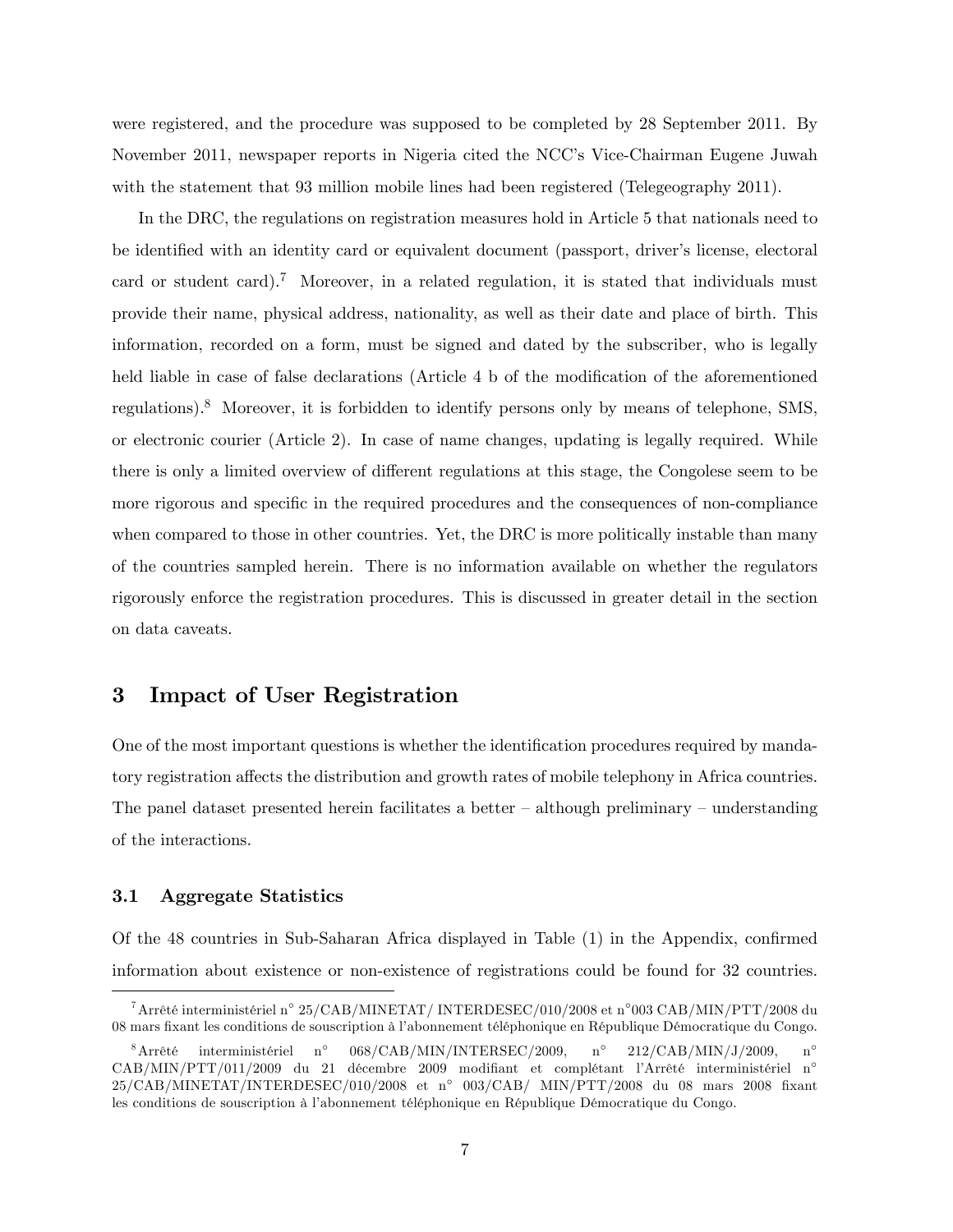were registered, and the procedure was supposed to be completed by 28 September 2011. By November 2011, newspaper reports in Nigeria cited the NCC's Vice-Chairman Eugene Juwah with the statement that 93 million mobile lines had been registered (Telegeography 2011).

In the DRC, the regulations on registration measures hold in Article 5 that nationals need to be identified with an identity card or equivalent document (passport, driver's license, electoral card or student card).[7] Moreover, in a related regulation, it is stated that individuals must provide their name, physical address, nationality, as well as their date and place of birth. This information, recorded on a form, must be signed and dated by the subscriber, who is legally held liable in case of false declarations (Article 4 b of the modification of the aforementioned regulations).[8] Moreover, it is forbidden to identify persons only by means of telephone, SMS, or electronic courier (Article 2). In case of name changes, updating is legally required. While there is only a limited overview of different regulations at this stage, the Congolese seem to be more rigorous and specific in the required procedures and the consequences of non-compliance when compared to those in other countries. Yet, the DRC is more politically instable than many of the countries sampled herein. There is no information available on whether the regulators rigorously enforce the registration procedures. This is discussed in greater detail in the section on data caveats.

## 3 Impact of User Registration

One of the most important questions is whether the identification procedures required by mandatory registration affects the distribution and growth rates of mobile telephony in Africa countries. The panel dataset presented herein facilitates a better – although preliminary – understanding of the interactions.

### 3.1 Aggregate Statistics

Of the 48 countries in Sub-Saharan Africa displayed in Table (1) in the Appendix, confirmed information about existence or non-existence of registrations could be found for 32 countries.

---

[7] Arrêté interministériel n° 25/CAB/MINETAT/ INTERDESEC/010/2008 et n°003 CAB/MIN/PTT/2008 du 08 mars fixant les conditions de souscription à l'abonnement téléphonique en République Démocratique du Congo.

[8] Arrêté interministériel n° 068/CAB/MIN/INTERSEC/2009, n° 212/CAB/MIN/J/2009, n° CAB/MIN/PTT/011/2009 du 21 décembre 2009 modifiant et complétant l'Arrêté interministériel n° 25/CAB/MINETAT/INTERDESEC/010/2008 et n° 003/CAB/ MIN/PTT/2008 du 08 mars 2008 fixant les conditions de souscription à l'abonnement téléphonique en République Démocratique du Congo.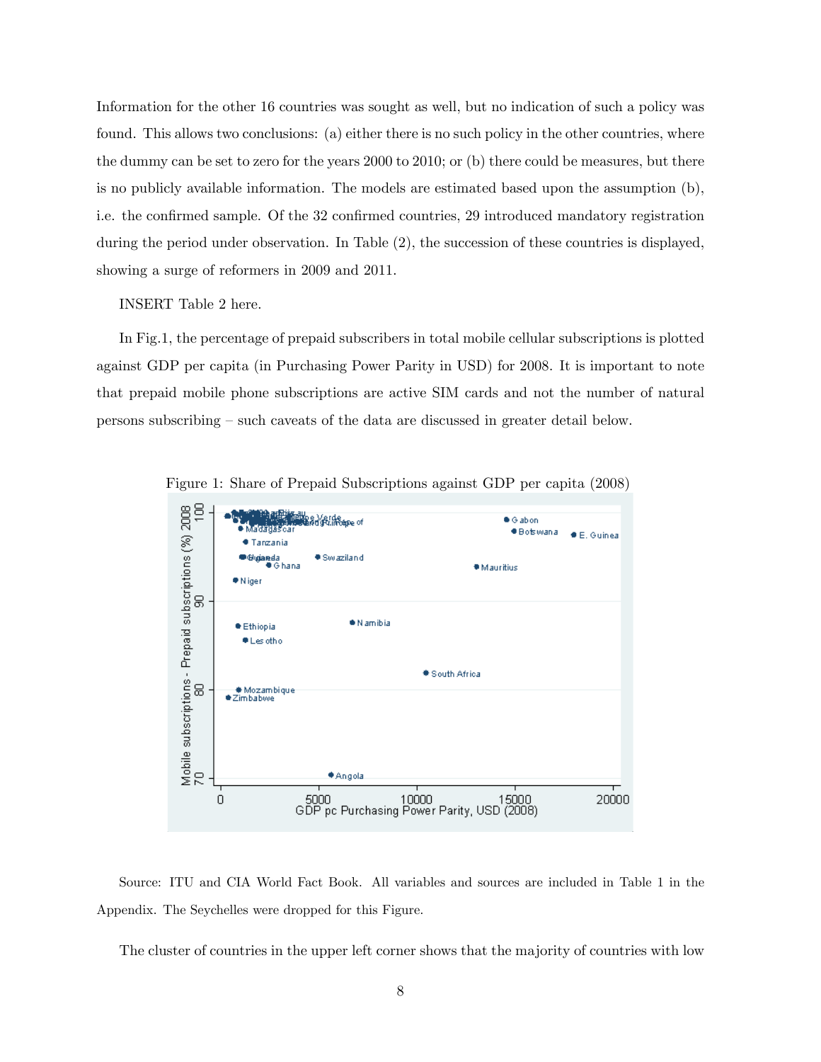Information for the other 16 countries was sought as well, but no indication of such a policy was found. This allows two conclusions: (a) either there is no such policy in the other countries, where the dummy can be set to zero for the years 2000 to 2010; or (b) there could be measures, but there is no publicly available information. The models are estimated based upon the assumption (b), i.e. the confirmed sample. Of the 32 confirmed countries, 29 introduced mandatory registration during the period under observation. In Table (2), the succession of these countries is displayed, showing a surge of reformers in 2009 and 2011.

INSERT Table 2 here.

In Fig.1, the percentage of prepaid subscribers in total mobile cellular subscriptions is plotted against GDP per capita (in Purchasing Power Parity in USD) for 2008. It is important to note that prepaid mobile phone subscriptions are active SIM cards and not the number of natural persons subscribing – such caveats of the data are discussed in greater detail below.

Figure 1: Share of Prepaid Subscriptions against GDP per capita (2008)

Source: ITU and CIA World Fact Book. All variables and sources are included in Table 1 in the Appendix. The Seychelles were dropped for this Figure.

The cluster of countries in the upper left corner shows that the majority of countries with low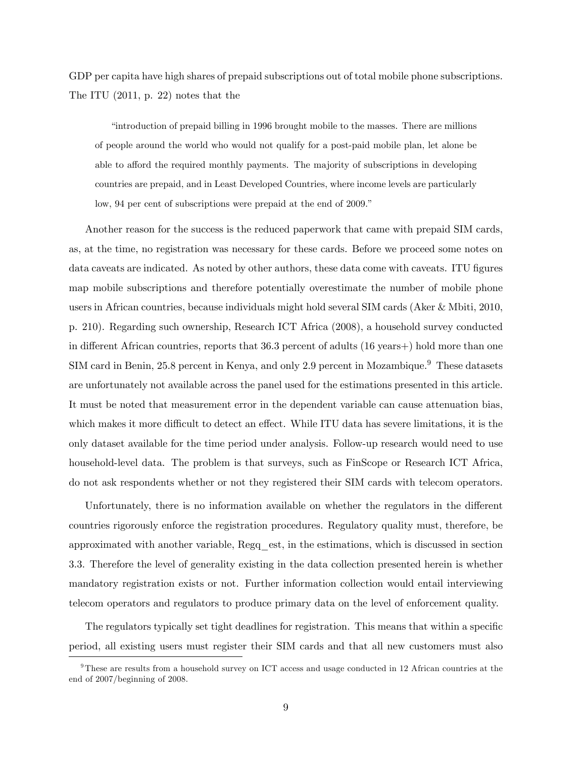GDP per capita have high shares of prepaid subscriptions out of total mobile phone subscriptions. The ITU (2011, p. 22) notes that the

> "introduction of prepaid billing in 1996 brought mobile to the masses. There are millions of people around the world who would not qualify for a post-paid mobile plan, let alone be able to afford the required monthly payments. The majority of subscriptions in developing countries are prepaid, and in Least Developed Countries, where income levels are particularly low, 94 per cent of subscriptions were prepaid at the end of 2009."

Another reason for the success is the reduced paperwork that came with prepaid SIM cards, as, at the time, no registration was necessary for these cards. Before we proceed some notes on data caveats are indicated. As noted by other authors, these data come with caveats. ITU figures map mobile subscriptions and therefore potentially overestimate the number of mobile phone users in African countries, because individuals might hold several SIM cards (Aker & Mbiti, 2010, p. 210). Regarding such ownership, Research ICT Africa (2008), a household survey conducted in different African countries, reports that 36.3 percent of adults (16 years+) hold more than one SIM card in Benin, 25.8 percent in Kenya, and only 2.9 percent in Mozambique.[9] These datasets are unfortunately not available across the panel used for the estimations presented in this article. It must be noted that measurement error in the dependent variable can cause attenuation bias, which makes it more difficult to detect an effect. While ITU data has severe limitations, it is the only dataset available for the time period under analysis. Follow-up research would need to use household-level data. The problem is that surveys, such as FinScope or Research ICT Africa, do not ask respondents whether or not they registered their SIM cards with telecom operators.

Unfortunately, there is no information available on whether the regulators in the different countries rigorously enforce the registration procedures. Regulatory quality must, therefore, be approximated with another variable, Regq_est, in the estimations, which is discussed in section 3.3. Therefore the level of generality existing in the data collection presented herein is whether mandatory registration exists or not. Further information collection would entail interviewing telecom operators and regulators to produce primary data on the level of enforcement quality.

The regulators typically set tight deadlines for registration. This means that within a specific period, all existing users must register their SIM cards and that all new customers must also

[9] These are results from a household survey on ICT access and usage conducted in 12 African countries at the end of 2007/beginning of 2008.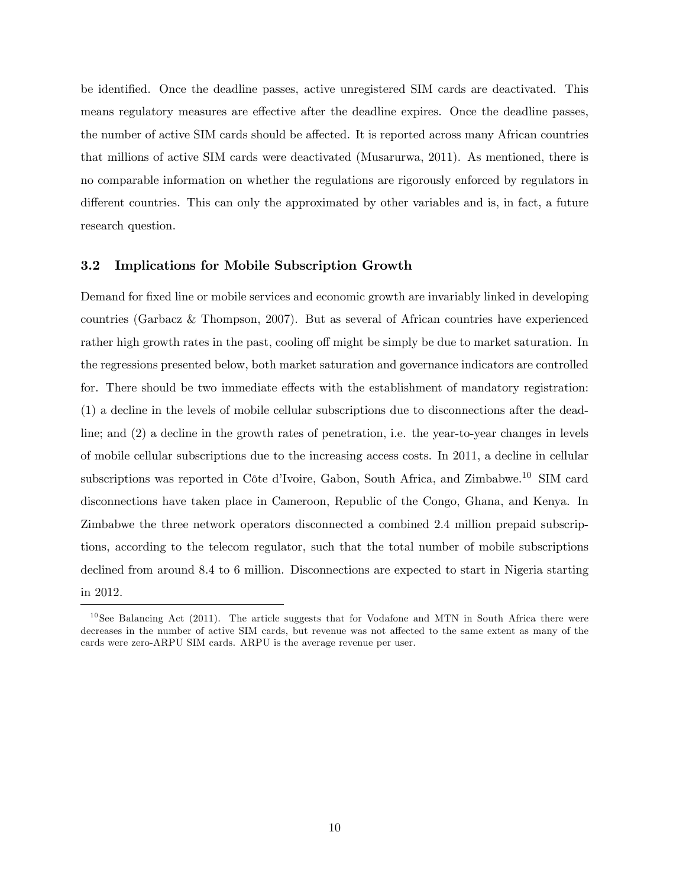be identified. Once the deadline passes, active unregistered SIM cards are deactivated. This means regulatory measures are effective after the deadline expires. Once the deadline passes, the number of active SIM cards should be affected. It is reported across many African countries that millions of active SIM cards were deactivated (Musarurwa, 2011). As mentioned, there is no comparable information on whether the regulations are rigorously enforced by regulators in different countries. This can only the approximated by other variables and is, in fact, a future research question.

### 3.2 Implications for Mobile Subscription Growth

Demand for fixed line or mobile services and economic growth are invariably linked in developing countries (Garbacz & Thompson, 2007). But as several of African countries have experienced rather high growth rates in the past, cooling off might be simply be due to market saturation. In the regressions presented below, both market saturation and governance indicators are controlled for. There should be two immediate effects with the establishment of mandatory registration: (1) a decline in the levels of mobile cellular subscriptions due to disconnections after the deadline; and (2) a decline in the growth rates of penetration, i.e. the year-to-year changes in levels of mobile cellular subscriptions due to the increasing access costs. In 2011, a decline in cellular subscriptions was reported in Côte d'Ivoire, Gabon, South Africa, and Zimbabwe.[10] SIM card disconnections have taken place in Cameroon, Republic of the Congo, Ghana, and Kenya. In Zimbabwe the three network operators disconnected a combined 2.4 million prepaid subscriptions, according to the telecom regulator, such that the total number of mobile subscriptions declined from around 8.4 to 6 million. Disconnections are expected to start in Nigeria starting in 2012.

[10] See Balancing Act (2011). The article suggests that for Vodafone and MTN in South Africa there were decreases in the number of active SIM cards, but revenue was not affected to the same extent as many of the cards were zero-ARPU SIM cards. ARPU is the average revenue per user.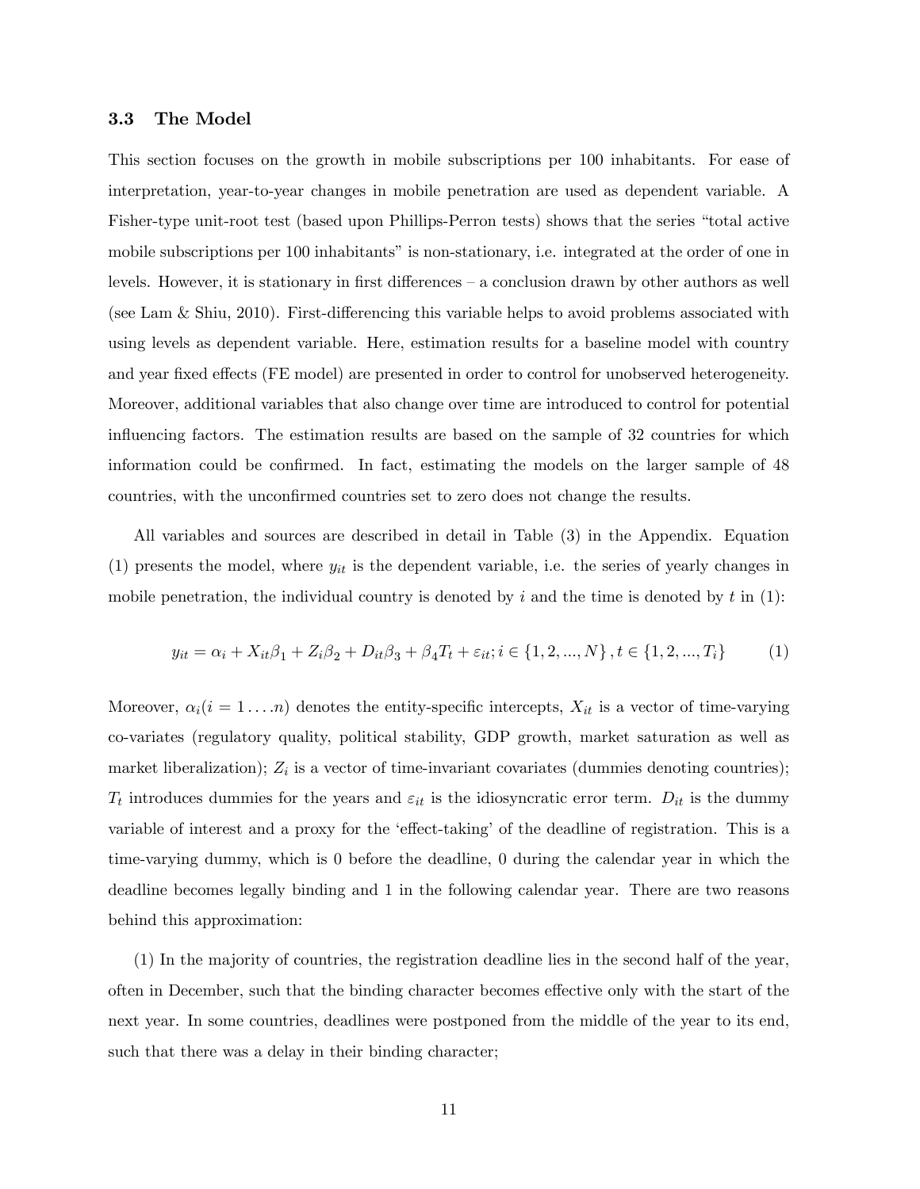### 3.3 The Model

This section focuses on the growth in mobile subscriptions per 100 inhabitants. For ease of interpretation, year-to-year changes in mobile penetration are used as dependent variable. A Fisher-type unit-root test (based upon Phillips-Perron tests) shows that the series "total active mobile subscriptions per 100 inhabitants" is non-stationary, i.e. integrated at the order of one in levels. However, it is stationary in first differences – a conclusion drawn by other authors as well (see Lam & Shiu, 2010). First-differencing this variable helps to avoid problems associated with using levels as dependent variable. Here, estimation results for a baseline model with country and year fixed effects (FE model) are presented in order to control for unobserved heterogeneity. Moreover, additional variables that also change over time are introduced to control for potential influencing factors. The estimation results are based on the sample of 32 countries for which information could be confirmed. In fact, estimating the models on the larger sample of 48 countries, with the unconfirmed countries set to zero does not change the results.

All variables and sources are described in detail in Table (3) in the Appendix. Equation (1) presents the model, where $y_{it}$ is the dependent variable, i.e. the series of yearly changes in mobile penetration, the individual country is denoted by $i$ and the time is denoted by $t$ in (1):

$$y_{it} = \alpha_i + X_{it}\beta_1 + Z_i\beta_2 + D_{it}\beta_3 + \beta_4 T_t + \varepsilon_{it}; i \in \{1, 2, ..., N\}, t \in \{1, 2, ..., T_i\} \quad (1)$$

Moreover, $\alpha_i (i = 1 \ldots n)$ denotes the entity-specific intercepts, $X_{it}$ is a vector of time-varying co-variates (regulatory quality, political stability, GDP growth, market saturation as well as market liberalization); $Z_i$ is a vector of time-invariant covariates (dummies denoting countries); $T_t$ introduces dummies for the years and $\varepsilon_{it}$ is the idiosyncratic error term. $D_{it}$ is the dummy variable of interest and a proxy for the 'effect-taking' of the deadline of registration. This is a time-varying dummy, which is 0 before the deadline, 0 during the calendar year in which the deadline becomes legally binding and 1 in the following calendar year. There are two reasons behind this approximation:

(1) In the majority of countries, the registration deadline lies in the second half of the year, often in December, such that the binding character becomes effective only with the start of the next year. In some countries, deadlines were postponed from the middle of the year to its end, such that there was a delay in their binding character;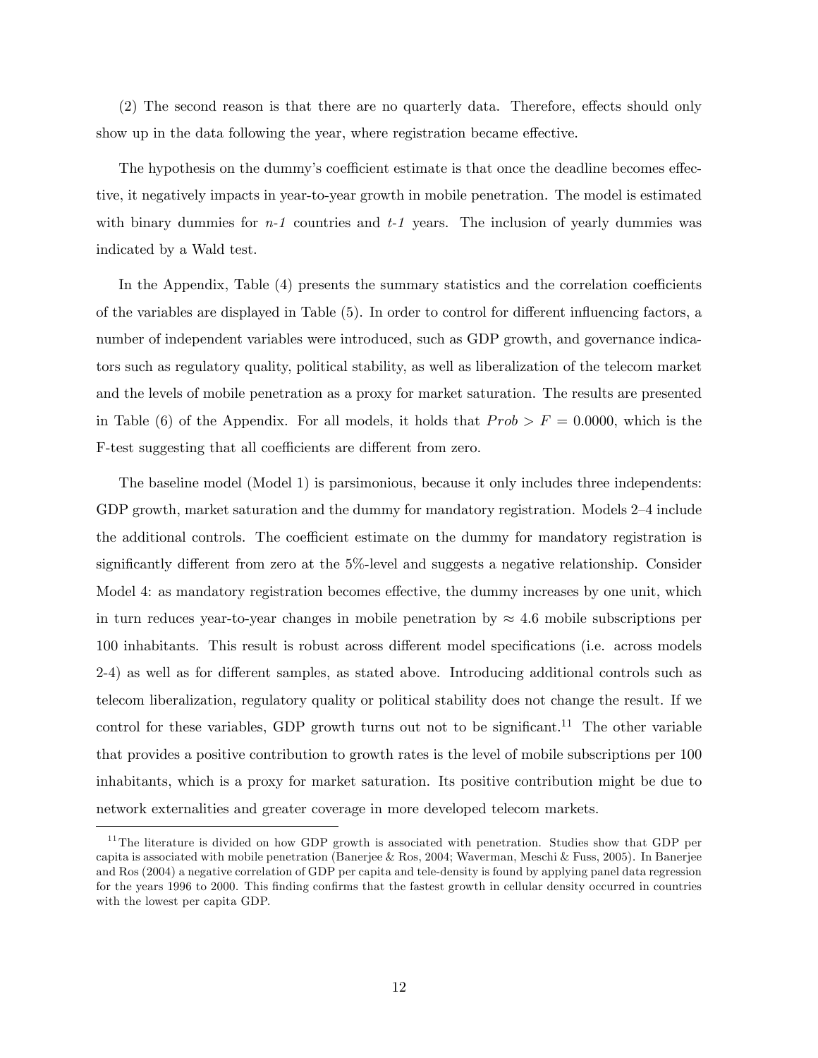(2) The second reason is that there are no quarterly data. Therefore, effects should only show up in the data following the year, where registration became effective.

The hypothesis on the dummy's coefficient estimate is that once the deadline becomes effective, it negatively impacts in year-to-year growth in mobile penetration. The model is estimated with binary dummies for *n-1* countries and *t-1* years. The inclusion of yearly dummies was indicated by a Wald test.

In the Appendix, Table (4) presents the summary statistics and the correlation coefficients of the variables are displayed in Table (5). In order to control for different influencing factors, a number of independent variables were introduced, such as GDP growth, and governance indicators such as regulatory quality, political stability, as well as liberalization of the telecom market and the levels of mobile penetration as a proxy for market saturation. The results are presented in Table (6) of the Appendix. For all models, it holds that $Prob > F = 0.0000$, which is the F-test suggesting that all coefficients are different from zero.

The baseline model (Model 1) is parsimonious, because it only includes three independents: GDP growth, market saturation and the dummy for mandatory registration. Models 2–4 include the additional controls. The coefficient estimate on the dummy for mandatory registration is significantly different from zero at the 5%-level and suggests a negative relationship. Consider Model 4: as mandatory registration becomes effective, the dummy increases by one unit, which in turn reduces year-to-year changes in mobile penetration by $\approx 4.6$ mobile subscriptions per 100 inhabitants. This result is robust across different model specifications (i.e. across models 2-4) as well as for different samples, as stated above. Introducing additional controls such as telecom liberalization, regulatory quality or political stability does not change the result. If we control for these variables, GDP growth turns out not to be significant.[11] The other variable that provides a positive contribution to growth rates is the level of mobile subscriptions per 100 inhabitants, which is a proxy for market saturation. Its positive contribution might be due to network externalities and greater coverage in more developed telecom markets.

[11] The literature is divided on how GDP growth is associated with penetration. Studies show that GDP per capita is associated with mobile penetration (Banerjee & Ros, 2004; Waverman, Meschi & Fuss, 2005). In Banerjee and Ros (2004) a negative correlation of GDP per capita and tele-density is found by applying panel data regression for the years 1996 to 2000. This finding confirms that the fastest growth in cellular density occurred in countries with the lowest per capita GDP.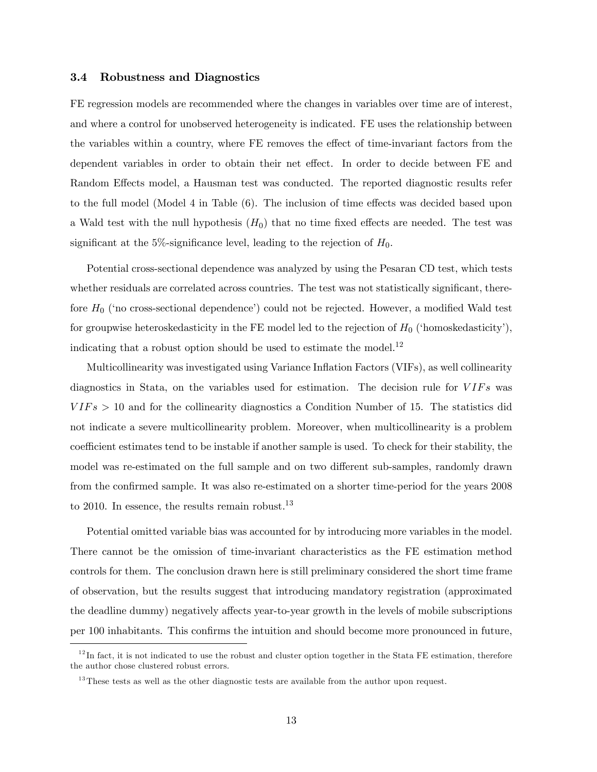### 3.4 Robustness and Diagnostics

FE regression models are recommended where the changes in variables over time are of interest, and where a control for unobserved heterogeneity is indicated. FE uses the relationship between the variables within a country, where FE removes the effect of time-invariant factors from the dependent variables in order to obtain their net effect. In order to decide between FE and Random Effects model, a Hausman test was conducted. The reported diagnostic results refer to the full model (Model 4 in Table (6). The inclusion of time effects was decided based upon a Wald test with the null hypothesis ($H_0$) that no time fixed effects are needed. The test was significant at the 5%-significance level, leading to the rejection of $H_0$.

Potential cross-sectional dependence was analyzed by using the Pesaran CD test, which tests whether residuals are correlated across countries. The test was not statistically significant, therefore $H_0$ ('no cross-sectional dependence') could not be rejected. However, a modified Wald test for groupwise heteroskedasticity in the FE model led to the rejection of $H_0$ ('homoskedasticity'), indicating that a robust option should be used to estimate the model.[12]

Multicollinearity was investigated using Variance Inflation Factors (VIFs), as well collinearity diagnostics in Stata, on the variables used for estimation. The decision rule for $VIFs$ was $VIFs > 10$ and for the collinearity diagnostics a Condition Number of 15. The statistics did not indicate a severe multicollinearity problem. Moreover, when multicollinearity is a problem coefficient estimates tend to be instable if another sample is used. To check for their stability, the model was re-estimated on the full sample and on two different sub-samples, randomly drawn from the confirmed sample. It was also re-estimated on a shorter time-period for the years 2008 to 2010. In essence, the results remain robust.[13]

Potential omitted variable bias was accounted for by introducing more variables in the model. There cannot be the omission of time-invariant characteristics as the FE estimation method controls for them. The conclusion drawn here is still preliminary considered the short time frame of observation, but the results suggest that introducing mandatory registration (approximated the deadline dummy) negatively affects year-to-year growth in the levels of mobile subscriptions per 100 inhabitants. This confirms the intuition and should become more pronounced in future,

[12] In fact, it is not indicated to use the robust and cluster option together in the Stata FE estimation, therefore the author chose clustered robust errors.

[13] These tests as well as the other diagnostic tests are available from the author upon request.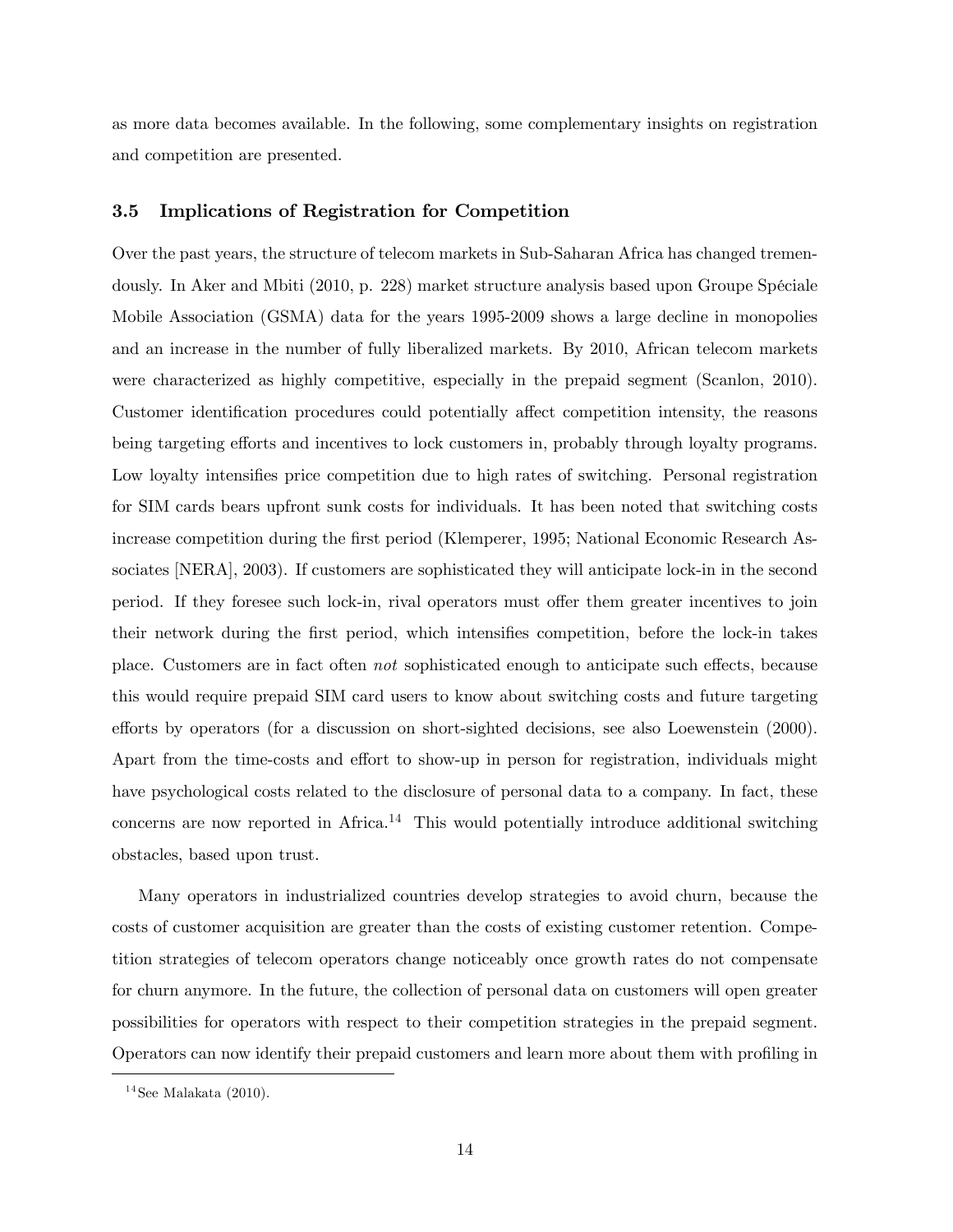as more data becomes available. In the following, some complementary insights on registration and competition are presented.

### 3.5 Implications of Registration for Competition

Over the past years, the structure of telecom markets in Sub-Saharan Africa has changed tremendously. In Aker and Mbiti (2010, p. 228) market structure analysis based upon Groupe Spéciale Mobile Association (GSMA) data for the years 1995-2009 shows a large decline in monopolies and an increase in the number of fully liberalized markets. By 2010, African telecom markets were characterized as highly competitive, especially in the prepaid segment (Scanlon, 2010). Customer identification procedures could potentially affect competition intensity, the reasons being targeting efforts and incentives to lock customers in, probably through loyalty programs. Low loyalty intensifies price competition due to high rates of switching. Personal registration for SIM cards bears upfront sunk costs for individuals. It has been noted that switching costs increase competition during the first period (Klemperer, 1995; National Economic Research Associates [NERA], 2003). If customers are sophisticated they will anticipate lock-in in the second period. If they foresee such lock-in, rival operators must offer them greater incentives to join their network during the first period, which intensifies competition, before the lock-in takes place. Customers are in fact often *not* sophisticated enough to anticipate such effects, because this would require prepaid SIM card users to know about switching costs and future targeting efforts by operators (for a discussion on short-sighted decisions, see also Loewenstein (2000). Apart from the time-costs and effort to show-up in person for registration, individuals might have psychological costs related to the disclosure of personal data to a company. In fact, these concerns are now reported in Africa.[14] This would potentially introduce additional switching obstacles, based upon trust.

Many operators in industrialized countries develop strategies to avoid churn, because the costs of customer acquisition are greater than the costs of existing customer retention. Competition strategies of telecom operators change noticeably once growth rates do not compensate for churn anymore. In the future, the collection of personal data on customers will open greater possibilities for operators with respect to their competition strategies in the prepaid segment. Operators can now identify their prepaid customers and learn more about them with profiling in

[14] See Malakata (2010).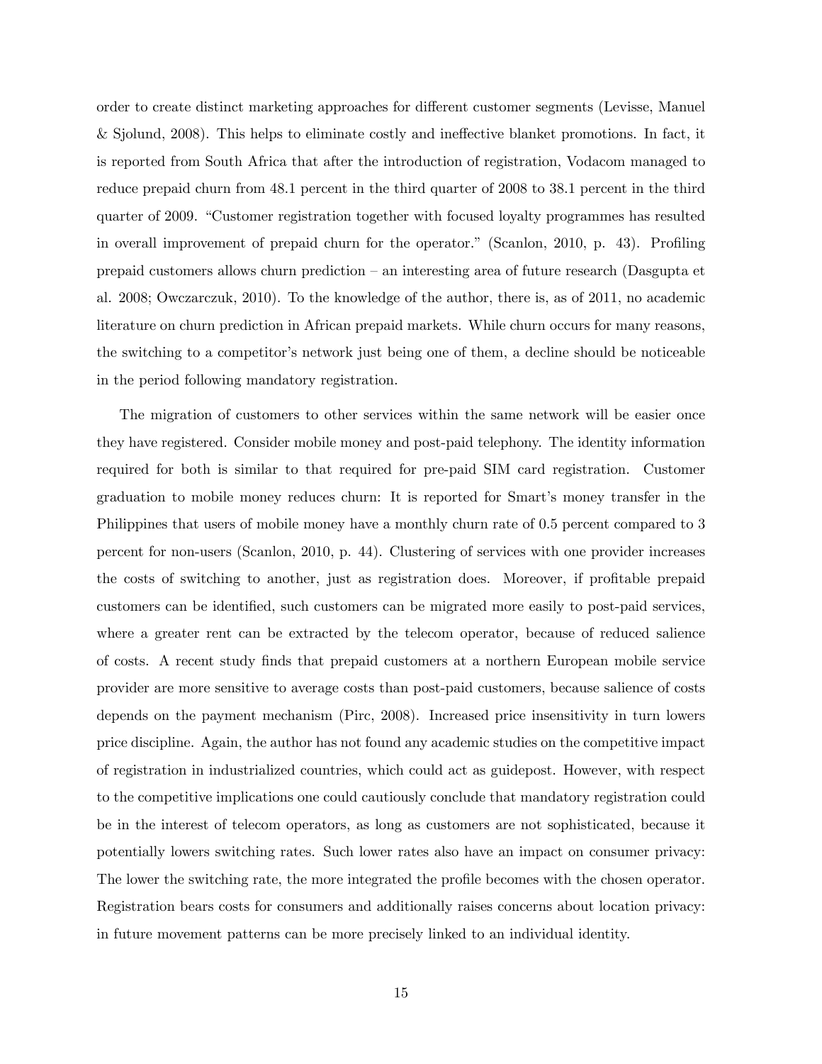order to create distinct marketing approaches for different customer segments (Levisse, Manuel & Sjolund, 2008). This helps to eliminate costly and ineffective blanket promotions. In fact, it is reported from South Africa that after the introduction of registration, Vodacom managed to reduce prepaid churn from 48.1 percent in the third quarter of 2008 to 38.1 percent in the third quarter of 2009. "Customer registration together with focused loyalty programmes has resulted in overall improvement of prepaid churn for the operator." (Scanlon, 2010, p. 43). Profiling prepaid customers allows churn prediction – an interesting area of future research (Dasgupta et al. 2008; Owczarczuk, 2010). To the knowledge of the author, there is, as of 2011, no academic literature on churn prediction in African prepaid markets. While churn occurs for many reasons, the switching to a competitor's network just being one of them, a decline should be noticeable in the period following mandatory registration.

The migration of customers to other services within the same network will be easier once they have registered. Consider mobile money and post-paid telephony. The identity information required for both is similar to that required for pre-paid SIM card registration. Customer graduation to mobile money reduces churn: It is reported for Smart's money transfer in the Philippines that users of mobile money have a monthly churn rate of 0.5 percent compared to 3 percent for non-users (Scanlon, 2010, p. 44). Clustering of services with one provider increases the costs of switching to another, just as registration does. Moreover, if profitable prepaid customers can be identified, such customers can be migrated more easily to post-paid services, where a greater rent can be extracted by the telecom operator, because of reduced salience of costs. A recent study finds that prepaid customers at a northern European mobile service provider are more sensitive to average costs than post-paid customers, because salience of costs depends on the payment mechanism (Pirc, 2008). Increased price insensitivity in turn lowers price discipline. Again, the author has not found any academic studies on the competitive impact of registration in industrialized countries, which could act as guidepost. However, with respect to the competitive implications one could cautiously conclude that mandatory registration could be in the interest of telecom operators, as long as customers are not sophisticated, because it potentially lowers switching rates. Such lower rates also have an impact on consumer privacy: The lower the switching rate, the more integrated the profile becomes with the chosen operator. Registration bears costs for consumers and additionally raises concerns about location privacy: in future movement patterns can be more precisely linked to an individual identity.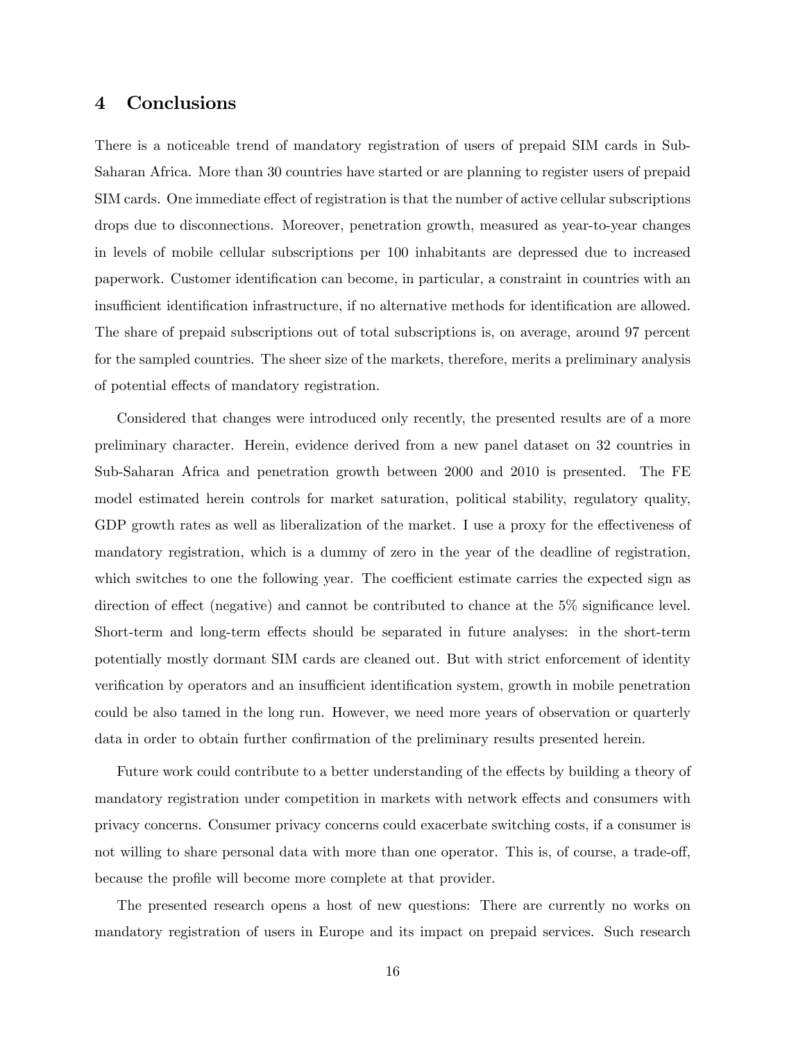## 4 Conclusions

There is a noticeable trend of mandatory registration of users of prepaid SIM cards in Sub-Saharan Africa. More than 30 countries have started or are planning to register users of prepaid SIM cards. One immediate effect of registration is that the number of active cellular subscriptions drops due to disconnections. Moreover, penetration growth, measured as year-to-year changes in levels of mobile cellular subscriptions per 100 inhabitants are depressed due to increased paperwork. Customer identification can become, in particular, a constraint in countries with an insufficient identification infrastructure, if no alternative methods for identification are allowed. The share of prepaid subscriptions out of total subscriptions is, on average, around 97 percent for the sampled countries. The sheer size of the markets, therefore, merits a preliminary analysis of potential effects of mandatory registration.

Considered that changes were introduced only recently, the presented results are of a more preliminary character. Herein, evidence derived from a new panel dataset on 32 countries in Sub-Saharan Africa and penetration growth between 2000 and 2010 is presented. The FE model estimated herein controls for market saturation, political stability, regulatory quality, GDP growth rates as well as liberalization of the market. I use a proxy for the effectiveness of mandatory registration, which is a dummy of zero in the year of the deadline of registration, which switches to one the following year. The coefficient estimate carries the expected sign as direction of effect (negative) and cannot be contributed to chance at the 5% significance level. Short-term and long-term effects should be separated in future analyses: in the short-term potentially mostly dormant SIM cards are cleaned out. But with strict enforcement of identity verification by operators and an insufficient identification system, growth in mobile penetration could be also tamed in the long run. However, we need more years of observation or quarterly data in order to obtain further confirmation of the preliminary results presented herein.

Future work could contribute to a better understanding of the effects by building a theory of mandatory registration under competition in markets with network effects and consumers with privacy concerns. Consumer privacy concerns could exacerbate switching costs, if a consumer is not willing to share personal data with more than one operator. This is, of course, a trade-off, because the profile will become more complete at that provider.

The presented research opens a host of new questions: There are currently no works on mandatory registration of users in Europe and its impact on prepaid services. Such research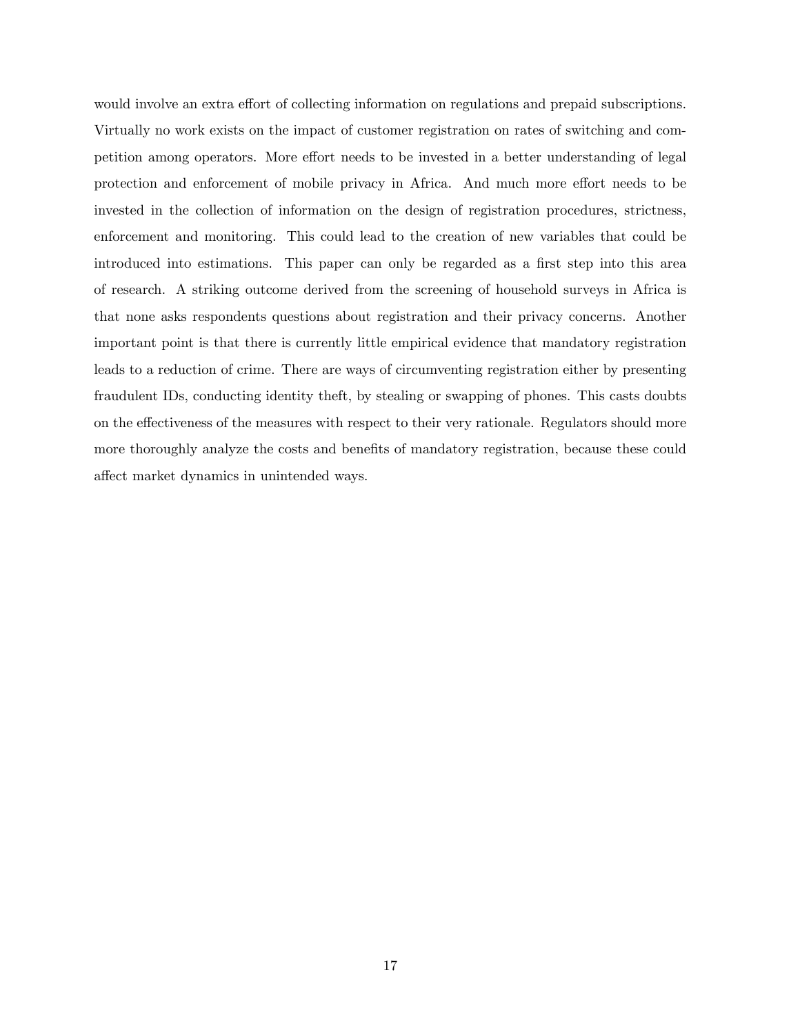would involve an extra effort of collecting information on regulations and prepaid subscriptions. Virtually no work exists on the impact of customer registration on rates of switching and competition among operators. More effort needs to be invested in a better understanding of legal protection and enforcement of mobile privacy in Africa. And much more effort needs to be invested in the collection of information on the design of registration procedures, strictness, enforcement and monitoring. This could lead to the creation of new variables that could be introduced into estimations. This paper can only be regarded as a first step into this area of research. A striking outcome derived from the screening of household surveys in Africa is that none asks respondents questions about registration and their privacy concerns. Another important point is that there is currently little empirical evidence that mandatory registration leads to a reduction of crime. There are ways of circumventing registration either by presenting fraudulent IDs, conducting identity theft, by stealing or swapping of phones. This casts doubts on the effectiveness of the measures with respect to their very rationale. Regulators should more more thoroughly analyze the costs and benefits of mandatory registration, because these could affect market dynamics in unintended ways.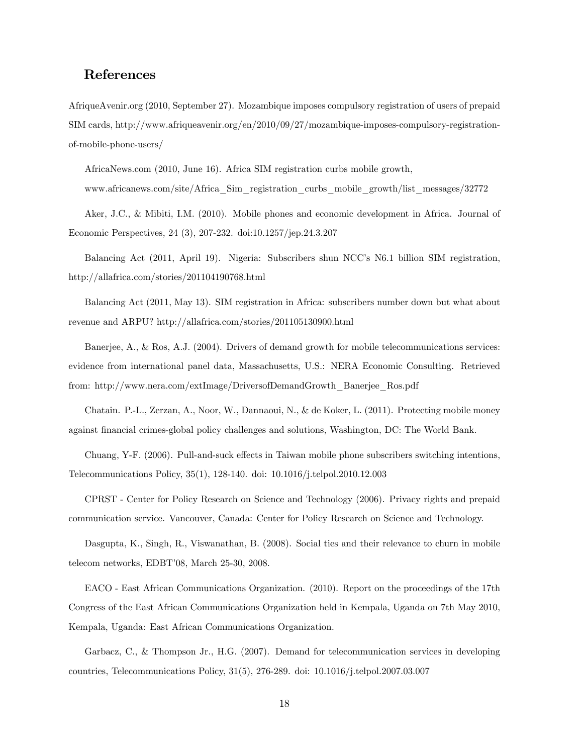## References

AfriqueAvenir.org (2010, September 27). Mozambique imposes compulsory registration of users of prepaid SIM cards, http://www.afriqueavenir.org/en/2010/09/27/mozambique-imposes-compulsory-registration-of-mobile-phone-users/

AfricaNews.com (2010, June 16). Africa SIM registration curbs mobile growth, www.africanews.com/site/Africa_Sim_registration_curbs_mobile_growth/list_messages/32772

Aker, J.C., & Mibiti, I.M. (2010). Mobile phones and economic development in Africa. Journal of Economic Perspectives, 24 (3), 207-232. doi:10.1257/jep.24.3.207

Balancing Act (2011, April 19). Nigeria: Subscribers shun NCC's N6.1 billion SIM registration, http://allafrica.com/stories/201104190768.html

Balancing Act (2011, May 13). SIM registration in Africa: subscribers number down but what about revenue and ARPU? http://allafrica.com/stories/201105130900.html

Banerjee, A., & Ros, A.J. (2004). Drivers of demand growth for mobile telecommunications services: evidence from international panel data, Massachusetts, U.S.: NERA Economic Consulting. Retrieved from: http://www.nera.com/extImage/DriversofDemandGrowth_Banerjee_Ros.pdf

Chatain. P.-L., Zerzan, A., Noor, W., Dannaoui, N., & de Koker, L. (2011). Protecting mobile money against financial crimes-global policy challenges and solutions, Washington, DC: The World Bank.

Chuang, Y-F. (2006). Pull-and-suck effects in Taiwan mobile phone subscribers switching intentions, Telecommunications Policy, 35(1), 128-140. doi: 10.1016/j.telpol.2010.12.003

CPRST - Center for Policy Research on Science and Technology (2006). Privacy rights and prepaid communication service. Vancouver, Canada: Center for Policy Research on Science and Technology.

Dasgupta, K., Singh, R., Viswanathan, B. (2008). Social ties and their relevance to churn in mobile telecom networks, EDBT'08, March 25-30, 2008.

EACO - East African Communications Organization. (2010). Report on the proceedings of the 17th Congress of the East African Communications Organization held in Kempala, Uganda on 7th May 2010, Kempala, Uganda: East African Communications Organization.

Garbacz, C., & Thompson Jr., H.G. (2007). Demand for telecommunication services in developing countries, Telecommunications Policy, 31(5), 276-289. doi: 10.1016/j.telpol.2007.03.007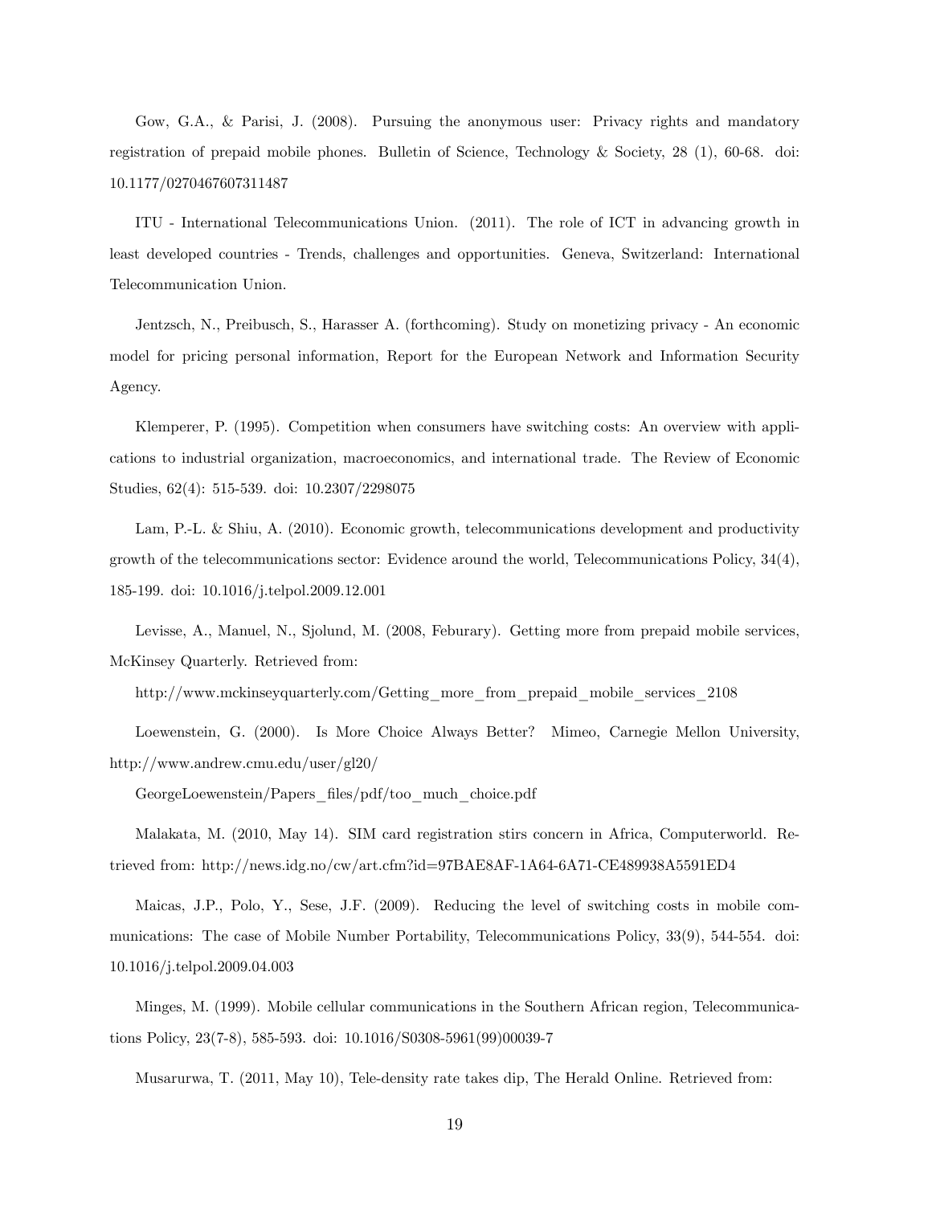Gow, G.A., & Parisi, J. (2008). Pursuing the anonymous user: Privacy rights and mandatory registration of prepaid mobile phones. Bulletin of Science, Technology & Society, 28 (1), 60-68. doi: 10.1177/0270467607311487

ITU - International Telecommunications Union. (2011). The role of ICT in advancing growth in least developed countries - Trends, challenges and opportunities. Geneva, Switzerland: International Telecommunication Union.

Jentzsch, N., Preibusch, S., Harasser A. (forthcoming). Study on monetizing privacy - An economic model for pricing personal information, Report for the European Network and Information Security Agency.

Klemperer, P. (1995). Competition when consumers have switching costs: An overview with applications to industrial organization, macroeconomics, and international trade. The Review of Economic Studies, 62(4): 515-539. doi: 10.2307/2298075

Lam, P.-L. & Shiu, A. (2010). Economic growth, telecommunications development and productivity growth of the telecommunications sector: Evidence around the world, Telecommunications Policy, 34(4), 185-199. doi: 10.1016/j.telpol.2009.12.001

Levisse, A., Manuel, N., Sjolund, M. (2008, Feburary). Getting more from prepaid mobile services, McKinsey Quarterly. Retrieved from:

http://www.mckinseyquarterly.com/Getting_more_from_prepaid_mobile_services_2108

Loewenstein, G. (2000). Is More Choice Always Better? Mimeo, Carnegie Mellon University, http://www.andrew.cmu.edu/user/gl20/

GeorgeLoewenstein/Papers_files/pdf/too_much_choice.pdf

Malakata, M. (2010, May 14). SIM card registration stirs concern in Africa, Computerworld. Retrieved from: http://news.idg.no/cw/art.cfm?id=97BAE8AF-1A64-6A71-CE489938A5591ED4

Maicas, J.P., Polo, Y., Sese, J.F. (2009). Reducing the level of switching costs in mobile communications: The case of Mobile Number Portability, Telecommunications Policy, 33(9), 544-554. doi: 10.1016/j.telpol.2009.04.003

Minges, M. (1999). Mobile cellular communications in the Southern African region, Telecommunications Policy, 23(7-8), 585-593. doi: 10.1016/S0308-5961(99)00039-7

Musarurwa, T. (2011, May 10), Tele-density rate takes dip, The Herald Online. Retrieved from: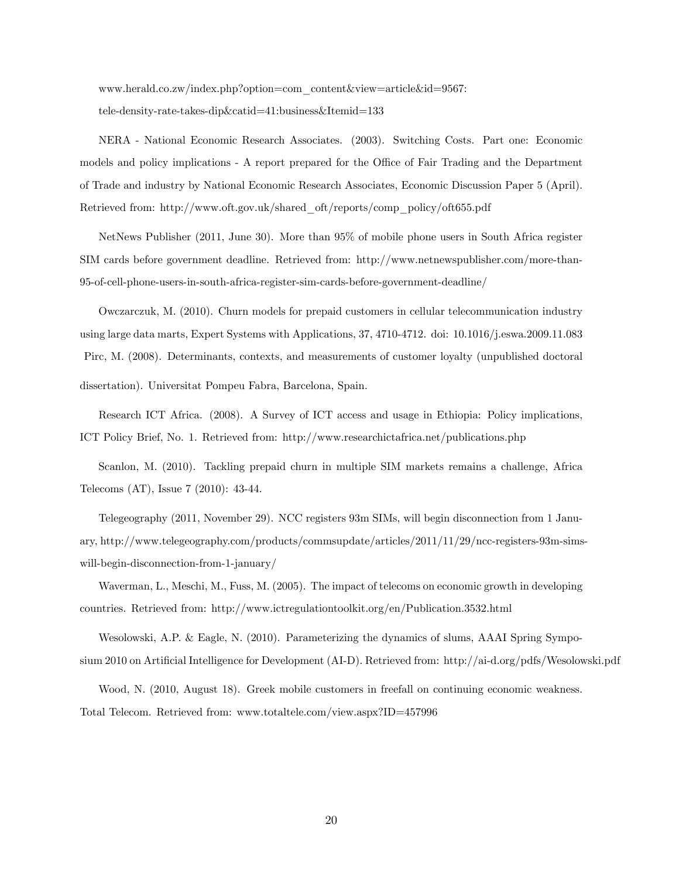www.herald.co.zw/index.php?option=com_content&view=article&id=9567:
tele-density-rate-takes-dip&catid=41:business&Itemid=133

NERA - National Economic Research Associates. (2003). Switching Costs. Part one: Economic models and policy implications - A report prepared for the Office of Fair Trading and the Department of Trade and industry by National Economic Research Associates, Economic Discussion Paper 5 (April). Retrieved from: http://www.oft.gov.uk/shared_oft/reports/comp_policy/oft655.pdf

NetNews Publisher (2011, June 30). More than 95% of mobile phone users in South Africa register SIM cards before government deadline. Retrieved from: http://www.netnewspublisher.com/more-than-95-of-cell-phone-users-in-south-africa-register-sim-cards-before-government-deadline/

Owczarczuk, M. (2010). Churn models for prepaid customers in cellular telecommunication industry using large data marts, Expert Systems with Applications, 37, 4710-4712. doi: 10.1016/j.eswa.2009.11.083

Pirc, M. (2008). Determinants, contexts, and measurements of customer loyalty (unpublished doctoral dissertation). Universitat Pompeu Fabra, Barcelona, Spain.

Research ICT Africa. (2008). A Survey of ICT access and usage in Ethiopia: Policy implications, ICT Policy Brief, No. 1. Retrieved from: http://www.researchictafrica.net/publications.php

Scanlon, M. (2010). Tackling prepaid churn in multiple SIM markets remains a challenge, Africa Telecoms (AT), Issue 7 (2010): 43-44.

Telegeography (2011, November 29). NCC registers 93m SIMs, will begin disconnection from 1 January, http://www.telegeography.com/products/commsupdate/articles/2011/11/29/ncc-registers-93m-sims-will-begin-disconnection-from-1-january/

Waverman, L., Meschi, M., Fuss, M. (2005). The impact of telecoms on economic growth in developing countries. Retrieved from: http://www.ictregulationtoolkit.org/en/Publication.3532.html

Wesolowski, A.P. & Eagle, N. (2010). Parameterizing the dynamics of slums, AAAI Spring Symposium 2010 on Artificial Intelligence for Development (AI-D). Retrieved from: http://ai-d.org/pdfs/Wesolowski.pdf

Wood, N. (2010, August 18). Greek mobile customers in freefall on continuing economic weakness. Total Telecom. Retrieved from: www.totaltele.com/view.aspx?ID=457996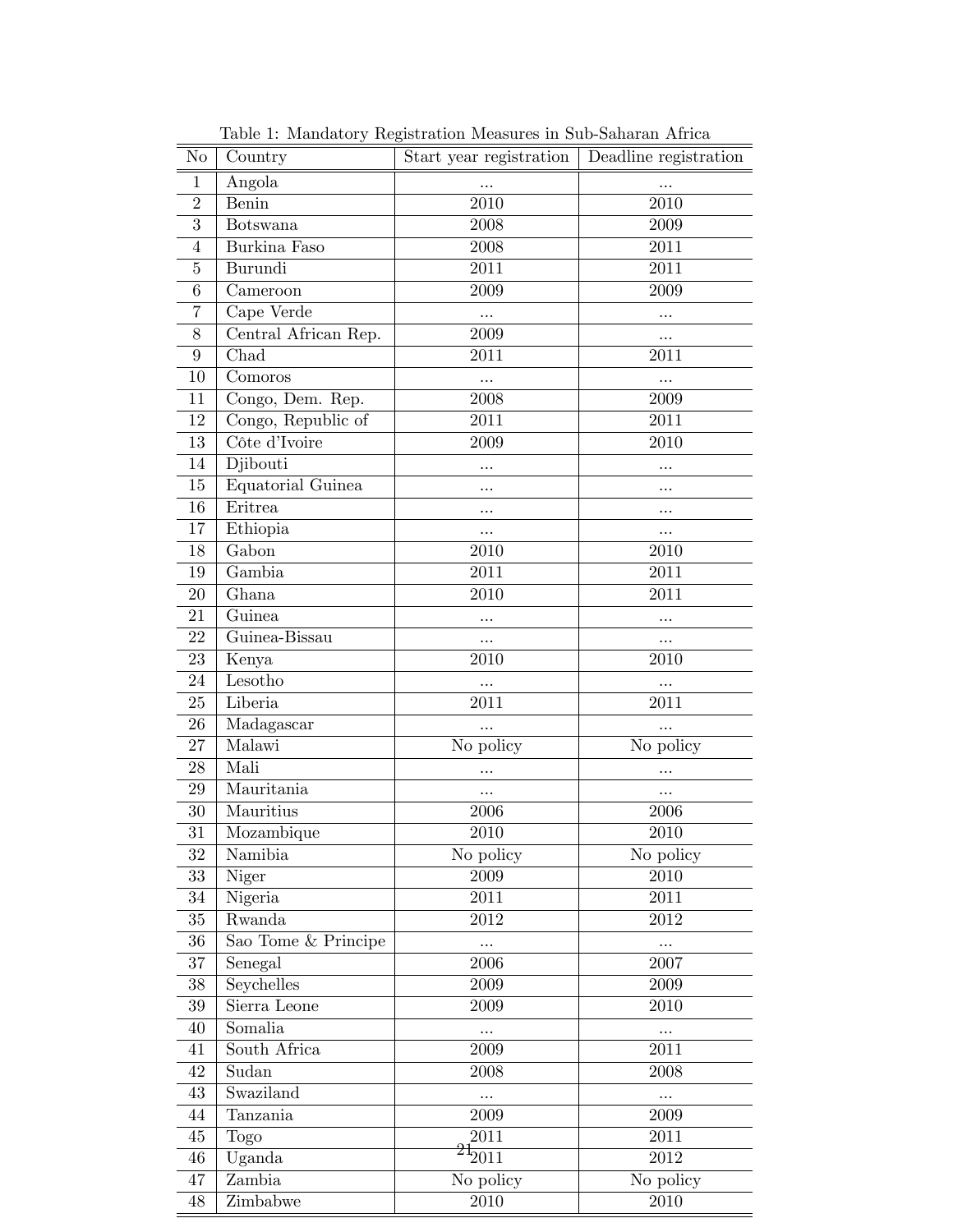Table 1: Mandatory Registration Measures in Sub-Saharan Africa

| No | Country | Start year registration | Deadline registration |
|---|---|---|---|
| 1 | Angola | ... | ... |
| 2 | Benin | 2010 | 2010 |
| 3 | Botswana | 2008 | 2009 |
| 4 | Burkina Faso | 2008 | 2011 |
| 5 | Burundi | 2011 | 2011 |
| 6 | Cameroon | 2009 | 2009 |
| 7 | Cape Verde | ... | ... |
| 8 | Central African Rep. | 2009 | ... |
| 9 | Chad | 2011 | 2011 |
| 10 | Comoros | ... | ... |
| 11 | Congo, Dem. Rep. | 2008 | 2009 |
| 12 | Congo, Republic of | 2011 | 2011 |
| 13 | Côte d'Ivoire | 2009 | 2010 |
| 14 | Djibouti | ... | ... |
| 15 | Equatorial Guinea | ... | ... |
| 16 | Eritrea | ... | ... |
| 17 | Ethiopia | ... | ... |
| 18 | Gabon | 2010 | 2010 |
| 19 | Gambia | 2011 | 2011 |
| 20 | Ghana | 2010 | 2011 |
| 21 | Guinea | ... | ... |
| 22 | Guinea-Bissau | ... | ... |
| 23 | Kenya | 2010 | 2010 |
| 24 | Lesotho | ... | ... |
| 25 | Liberia | 2011 | 2011 |
| 26 | Madagascar | ... | ... |
| 27 | Malawi | No policy | No policy |
| 28 | Mali | ... | ... |
| 29 | Mauritania | ... | ... |
| 30 | Mauritius | 2006 | 2006 |
| 31 | Mozambique | 2010 | 2010 |
| 32 | Namibia | No policy | No policy |
| 33 | Niger | 2009 | 2010 |
| 34 | Nigeria | 2011 | 2011 |
| 35 | Rwanda | 2012 | 2012 |
| 36 | Sao Tome & Principe | ... | ... |
| 37 | Senegal | 2006 | 2007 |
| 38 | Seychelles | 2009 | 2009 |
| 39 | Sierra Leone | 2009 | 2010 |
| 40 | Somalia | ... | ... |
| 41 | South Africa | 2009 | 2011 |
| 42 | Sudan | 2008 | 2008 |
| 43 | Swaziland | ... | ... |
| 44 | Tanzania | 2009 | 2009 |
| 45 | Togo | 2011 | 2011 |
| 46 | Uganda | 2011 | 2012 |
| 47 | Zambia | No policy | No policy |
| 48 | Zimbabwe | 2010 | 2010 |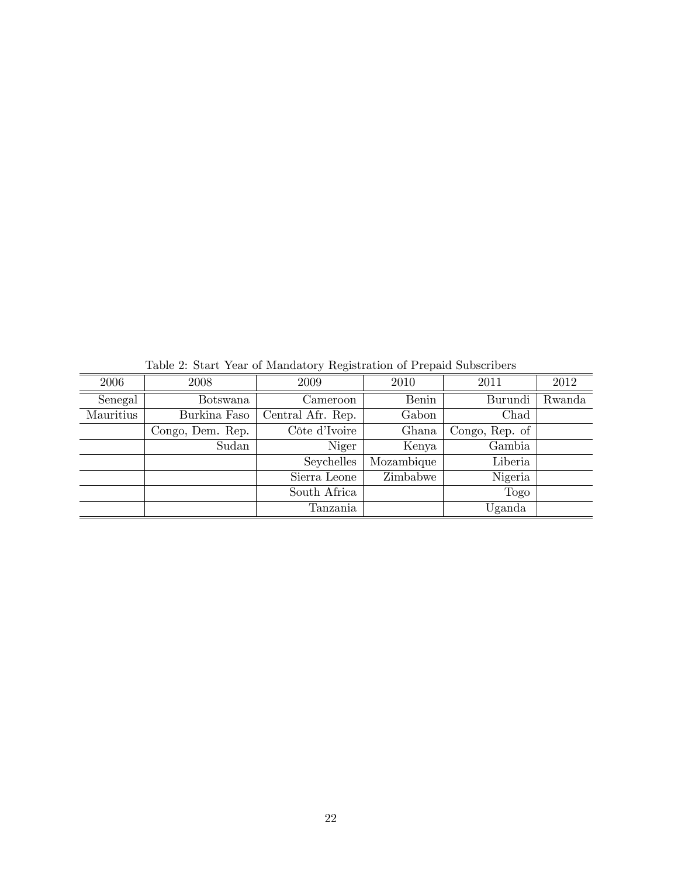Table 2: Start Year of Mandatory Registration of Prepaid Subscribers

| 2006 | 2008 | 2009 | 2010 | 2011 | 2012 |
|---|---|---|---|---|---|
| Senegal | Botswana | Cameroon | Benin | Burundi | Rwanda |
| Mauritius | Burkina Faso | Central Afr. Rep. | Gabon | Chad | |
| | Congo, Dem. Rep. | Côte d'Ivoire | Ghana | Congo, Rep. of | |
| | Sudan | Niger | Kenya | Gambia | |
| | | Seychelles | Mozambique | Liberia | |
| | | Sierra Leone | Zimbabwe | Nigeria | |
| | | South Africa | | Togo | |
| | | Tanzania | | Uganda | |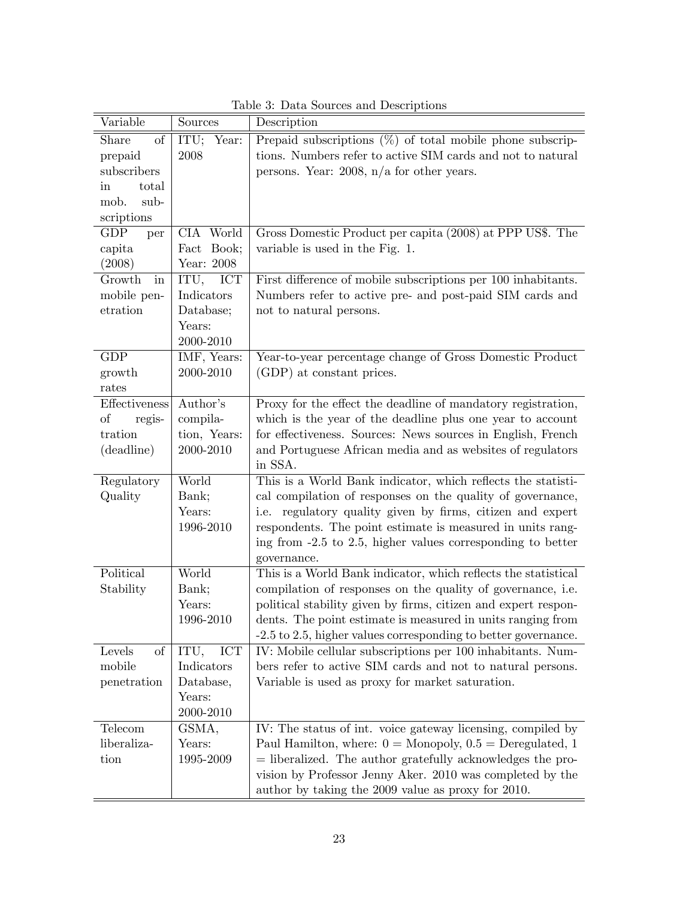Table 3: Data Sources and Descriptions

| Variable | Sources | Description |
|---|---|---|
| Share of prepaid subscribers in total mob. subscriptions | ITU; Year: 2008 | Prepaid subscriptions (%) of total mobile phone subscriptions. Numbers refer to active SIM cards and not to natural persons. Year: 2008, n/a for other years. |
| GDP per capita (2008) | CIA World Fact Book; Year: 2008 | Gross Domestic Product per capita (2008) at PPP US$. The variable is used in the Fig. 1. |
| Growth in mobile penetration | ITU, ICT Indicators Database; Years: 2000-2010 | First difference of mobile subscriptions per 100 inhabitants. Numbers refer to active pre- and post-paid SIM cards and not to natural persons. |
| GDP growth rates | IMF, Years: 2000-2010 | Year-to-year percentage change of Gross Domestic Product (GDP) at constant prices. |
| Effectiveness of registration (deadline) | Author's compilation, Years: 2000-2010 | Proxy for the effect the deadline of mandatory registration, which is the year of the deadline plus one year to account for effectiveness. Sources: News sources in English, French and Portuguese African media and as websites of regulators in SSA. |
| Regulatory Quality | World Bank; Years: 1996-2010 | This is a World Bank indicator, which reflects the statistical compilation of responses on the quality of governance, i.e. regulatory quality given by firms, citizen and expert respondents. The point estimate is measured in units ranging from -2.5 to 2.5, higher values corresponding to better governance. |
| Political Stability | World Bank; Years: 1996-2010 | This is a World Bank indicator, which reflects the statistical compilation of responses on the quality of governance, i.e. political stability given by firms, citizen and expert respondents. The point estimate is measured in units ranging from -2.5 to 2.5, higher values corresponding to better governance. |
| Levels of mobile penetration | ITU, ICT Indicators Database, Years: 2000-2010 | IV: Mobile cellular subscriptions per 100 inhabitants. Numbers refer to active SIM cards and not to natural persons. Variable is used as proxy for market saturation. |
| Telecom liberalization | GSMA, Years: 1995-2009 | IV: The status of int. voice gateway licensing, compiled by Paul Hamilton, where: 0 = Monopoly, 0.5 = Deregulated, 1 = liberalized. The author gratefully acknowledges the provision by Professor Jenny Aker. 2010 was completed by the author by taking the 2009 value as proxy for 2010. |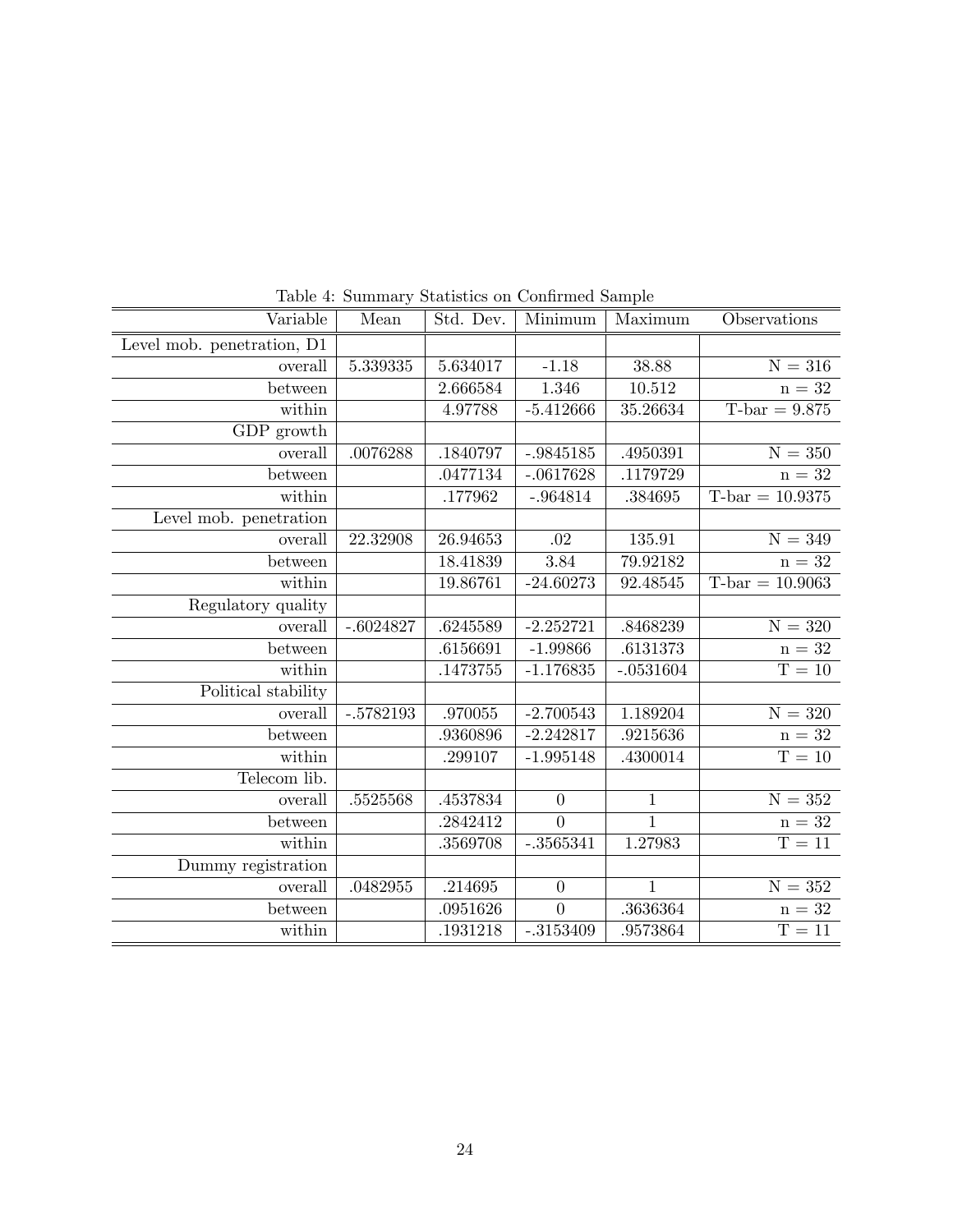Table 4: Summary Statistics on Confirmed Sample

| Variable | Mean | Std. Dev. | Minimum | Maximum | Observations |
|---:|---|---|---|---|---:|
| Level mob. penetration, D1 | | | | | |
| overall | 5.339335 | 5.634017 | -1.18 | 38.88 | N = 316 |
| between | | 2.666584 | 1.346 | 10.512 | n = 32 |
| within | | 4.97788 | -5.412666 | 35.26634 | T-bar = 9.875 |
| GDP growth | | | | | |
| overall | .0076288 | .1840797 | -.9845185 | .4950391 | N = 350 |
| between | | .0477134 | -.0617628 | .1179729 | n = 32 |
| within | | .177962 | -.964814 | .384695 | T-bar = 10.9375 |
| Level mob. penetration | | | | | |
| overall | 22.32908 | 26.94653 | .02 | 135.91 | N = 349 |
| between | | 18.41839 | 3.84 | 79.92182 | n = 32 |
| within | | 19.86761 | -24.60273 | 92.48545 | T-bar = 10.9063 |
| Regulatory quality | | | | | |
| overall | -.6024827 | .6245589 | -2.252721 | .8468239 | N = 320 |
| between | | .6156691 | -1.99866 | .6131373 | n = 32 |
| within | | .1473755 | -1.176835 | -.0531604 | T = 10 |
| Political stability | | | | | |
| overall | -.5782193 | .970055 | -2.700543 | 1.189204 | N = 320 |
| between | | .9360896 | -2.242817 | .9215636 | n = 32 |
| within | | .299107 | -1.995148 | .4300014 | T = 10 |
| Telecom lib. | | | | | |
| overall | .5525568 | .4537834 | 0 | 1 | N = 352 |
| between | | .2842412 | 0 | 1 | n = 32 |
| within | | .3569708 | -.3565341 | 1.27983 | T = 11 |
| Dummy registration | | | | | |
| overall | .0482955 | .214695 | 0 | 1 | N = 352 |
| between | | .0951626 | 0 | .3636364 | n = 32 |
| within | | .1931218 | -.3153409 | .9573864 | T = 11 |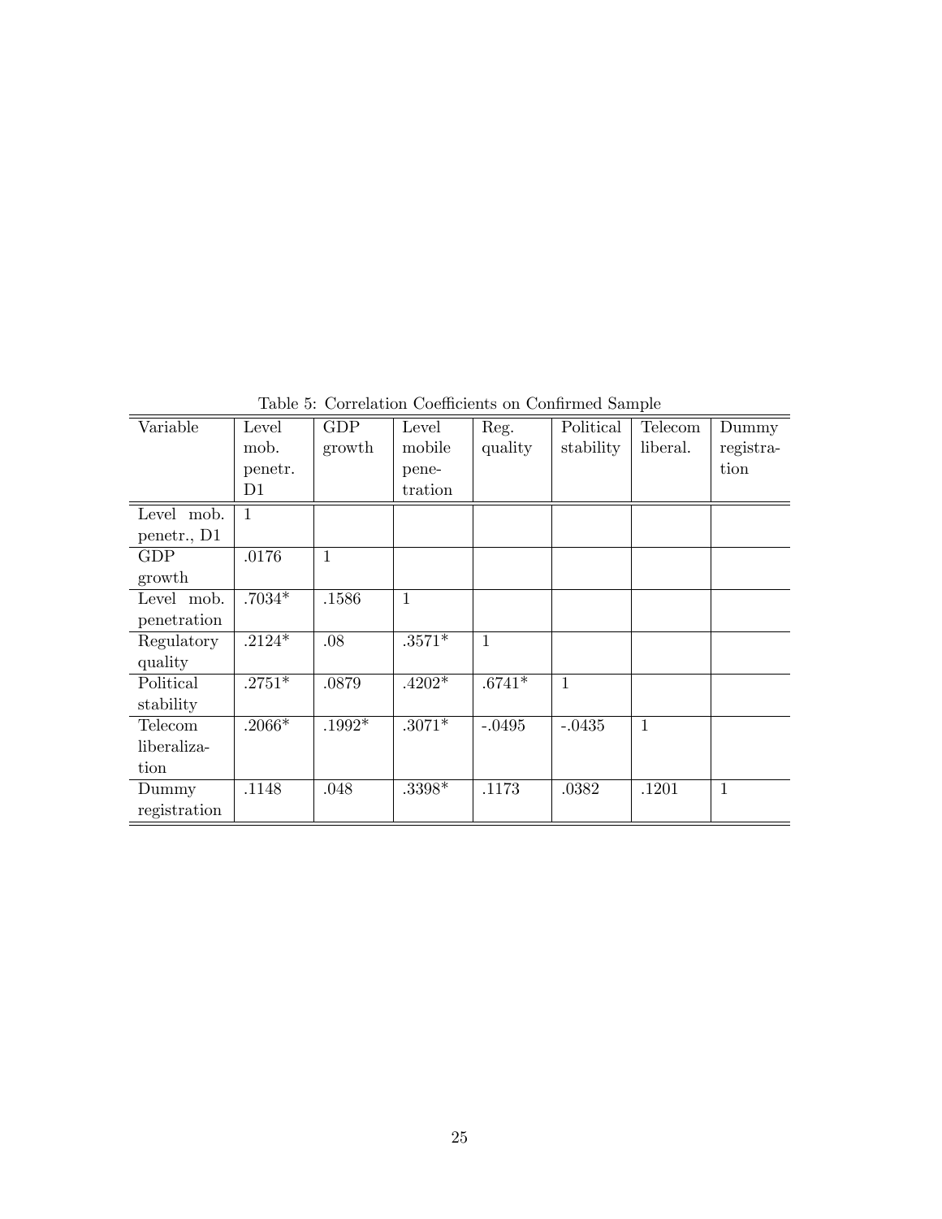Table 5: Correlation Coefficients on Confirmed Sample

| Variable | Level mob. penetr. D1 | GDP growth | Level mobile penetration | Reg. quality | Political stability | Telecom liberal. | Dummy registration |
|---|---|---|---|---|---|---|---|
| Level mob. penetr., D1 | 1 | | | | | | |
| GDP growth | .0176 | 1 | | | | | |
| Level mob. penetration | .7034* | .1586 | 1 | | | | |
| Regulatory quality | .2124* | .08 | .3571* | 1 | | | |
| Political stability | .2751* | .0879 | .4202* | .6741* | 1 | | |
| Telecom liberalization | .2066* | .1992* | .3071* | -.0495 | -.0435 | 1 | |
| Dummy registration | .1148 | .048 | .3398* | .1173 | .0382 | .1201 | 1 |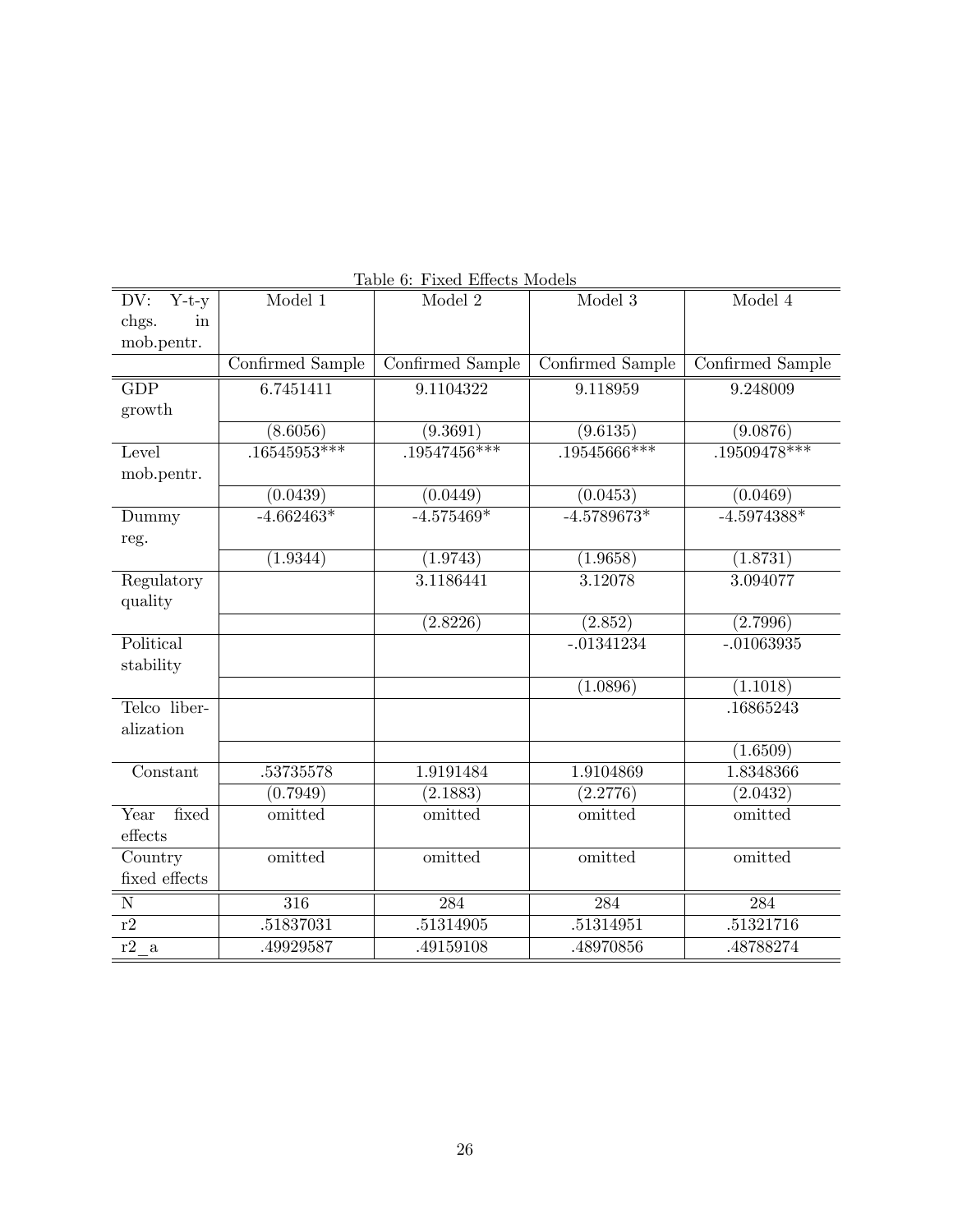Table 6: Fixed Effects Models

| DV: Y-t-y chgs. in mob.pentr. | Model 1 | Model 2 | Model 3 | Model 4 |
|---|---|---|---|---|
| | Confirmed Sample | Confirmed Sample | Confirmed Sample | Confirmed Sample |
| GDP growth | 6.7451411 | 9.1104322 | 9.118959 | 9.248009 |
| | (8.6056) | (9.3691) | (9.6135) | (9.0876) |
| Level mob.pentr. | .16545953*** | .19547456*** | .19545666*** | .19509478*** |
| | (0.0439) | (0.0449) | (0.0453) | (0.0469) |
| Dummy reg. | -4.662463* | -4.575469* | -4.5789673* | -4.5974388* |
| | (1.9344) | (1.9743) | (1.9658) | (1.8731) |
| Regulatory quality | | 3.1186441 | 3.12078 | 3.094077 |
| | | (2.8226) | (2.852) | (2.7996) |
| Political stability | | | -.01341234 | -.01063935 |
| | | | (1.0896) | (1.1018) |
| Telco liberalization | | | | .16865243 |
| | | | | (1.6509) |
| Constant | .53735578 | 1.9191484 | 1.9104869 | 1.8348366 |
| | (0.7949) | (2.1883) | (2.2776) | (2.0432) |
| Year fixed effects | omitted | omitted | omitted | omitted |
| Country fixed effects | omitted | omitted | omitted | omitted |
| N | 316 | 284 | 284 | 284 |
| r2 | .51837031 | .51314905 | .51314951 | .51321716 |
| r2_a | .49929587 | .49159108 | .48970856 | .48788274 |